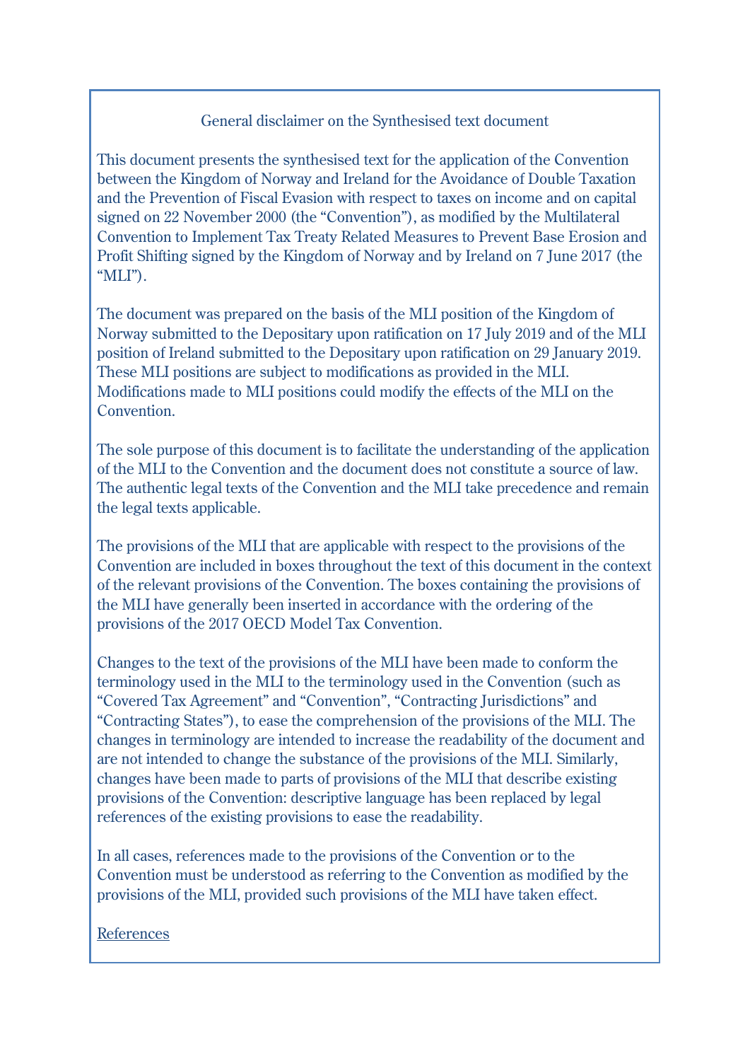General disclaimer on the Synthesised text document

This document presents the synthesised text for the application of the Convention between the Kingdom of Norway and Ireland for the Avoidance of Double Taxation and the Prevention of Fiscal Evasion with respect to taxes on income and on capital signed on 22 November 2000 (the "Convention"), as modified by the Multilateral Convention to Implement Tax Treaty Related Measures to Prevent Base Erosion and Profit Shifting signed by the Kingdom of Norway and by Ireland on 7 June 2017 (the "MLI").

The document was prepared on the basis of the MLI position of the Kingdom of Norway submitted to the Depositary upon ratification on 17 July 2019 and of the MLI position of Ireland submitted to the Depositary upon ratification on 29 January 2019. These MLI positions are subject to modifications as provided in the MLI. Modifications made to MLI positions could modify the effects of the MLI on the Convention.

The sole purpose of this document is to facilitate the understanding of the application of the MLI to the Convention and the document does not constitute a source of law. The authentic legal texts of the Convention and the MLI take precedence and remain the legal texts applicable.

The provisions of the MLI that are applicable with respect to the provisions of the Convention are included in boxes throughout the text of this document in the context of the relevant provisions of the Convention. The boxes containing the provisions of the MLI have generally been inserted in accordance with the ordering of the provisions of the 2017 OECD Model Tax Convention.

Changes to the text of the provisions of the MLI have been made to conform the terminology used in the MLI to the terminology used in the Convention (such as "Covered Tax Agreement" and "Convention", "Contracting Jurisdictions" and "Contracting States"), to ease the comprehension of the provisions of the MLI. The changes in terminology are intended to increase the readability of the document and are not intended to change the substance of the provisions of the MLI. Similarly, changes have been made to parts of provisions of the MLI that describe existing provisions of the Convention: descriptive language has been replaced by legal references of the existing provisions to ease the readability.

In all cases, references made to the provisions of the Convention or to the Convention must be understood as referring to the Convention as modified by the provisions of the MLI, provided such provisions of the MLI have taken effect.

References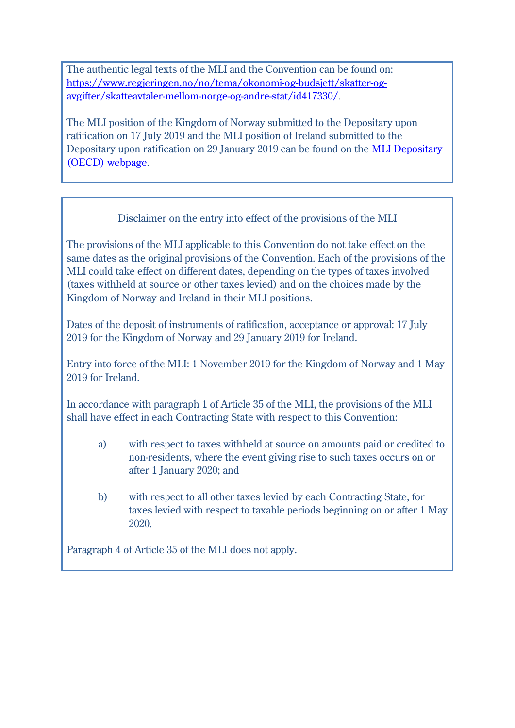The authentic legal texts of the MLI and the Convention can be found on: [https://www.regjeringen.no/no/tema/okonomi-og-budsjett/skatter-og-avgifter/skatteavtaler-mellom-norge-og-andre-stat/id417330/](https://www.regjeringen.no/no/tema/okonomi-og-budsjett/skatter-og-avgifter/skatteavtaler-mellom-norge-og-andre-stat/id417330/).

The MLI position of the Kingdom of Norway submitted to the Depositary upon ratification on 17 July 2019 and the MLI position of Ireland submitted to the Depositary upon ratification on 29 January 2019 can be found on the MLI Depositary (OECD) webpage.

Disclaimer on the entry into effect of the provisions of the MLI

The provisions of the MLI applicable to this Convention do not take effect on the same dates as the original provisions of the Convention. Each of the provisions of the MLI could take effect on different dates, depending on the types of taxes involved (taxes withheld at source or other taxes levied) and on the choices made by the Kingdom of Norway and Ireland in their MLI positions.

Dates of the deposit of instruments of ratification, acceptance or approval: 17 July 2019 for the Kingdom of Norway and 29 January 2019 for Ireland.

Entry into force of the MLI: 1 November 2019 for the Kingdom of Norway and 1 May 2019 for Ireland.

In accordance with paragraph 1 of Article 35 of the MLI, the provisions of the MLI shall have effect in each Contracting State with respect to this Convention:

a) with respect to taxes withheld at source on amounts paid or credited to non-residents, where the event giving rise to such taxes occurs on or after 1 January 2020; and

b) with respect to all other taxes levied by each Contracting State, for taxes levied with respect to taxable periods beginning on or after 1 May 2020.

Paragraph 4 of Article 35 of the MLI does not apply.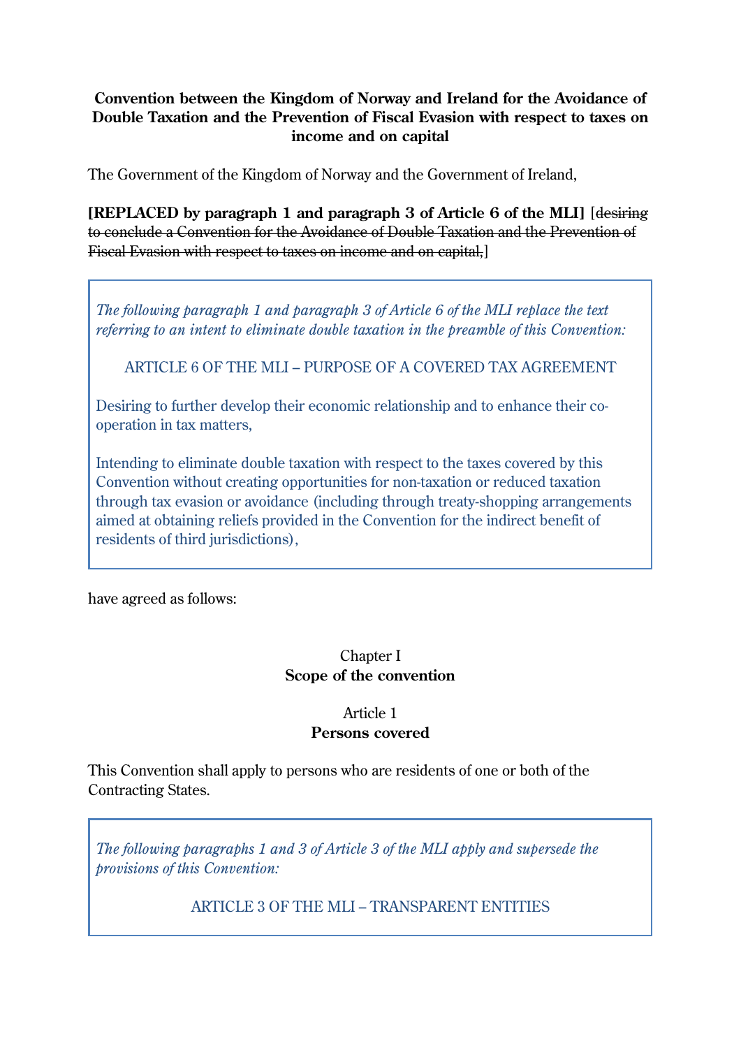**Convention between the Kingdom of Norway and Ireland for the Avoidance of Double Taxation and the Prevention of Fiscal Evasion with respect to taxes on income and on capital**

The Government of the Kingdom of Norway and the Government of Ireland,

**[REPLACED by paragraph 1 and paragraph 3 of Article 6 of the MLI]** [~~desiring to conclude a Convention for the Avoidance of Double Taxation and the Prevention of Fiscal Evasion with respect to taxes on income and on capital,~~]

> *The following paragraph 1 and paragraph 3 of Article 6 of the MLI replace the text referring to an intent to eliminate double taxation in the preamble of this Convention:*
>
> ARTICLE 6 OF THE MLI – PURPOSE OF A COVERED TAX AGREEMENT
>
> Desiring to further develop their economic relationship and to enhance their co-operation in tax matters,
>
> Intending to eliminate double taxation with respect to the taxes covered by this Convention without creating opportunities for non-taxation or reduced taxation through tax evasion or avoidance (including through treaty-shopping arrangements aimed at obtaining reliefs provided in the Convention for the indirect benefit of residents of third jurisdictions),

have agreed as follows:

## Chapter I
## Scope of the convention

### Article 1
### Persons covered

This Convention shall apply to persons who are residents of one or both of the Contracting States.

> *The following paragraphs 1 and 3 of Article 3 of the MLI apply and supersede the provisions of this Convention:*
>
> ARTICLE 3 OF THE MLI – TRANSPARENT ENTITIES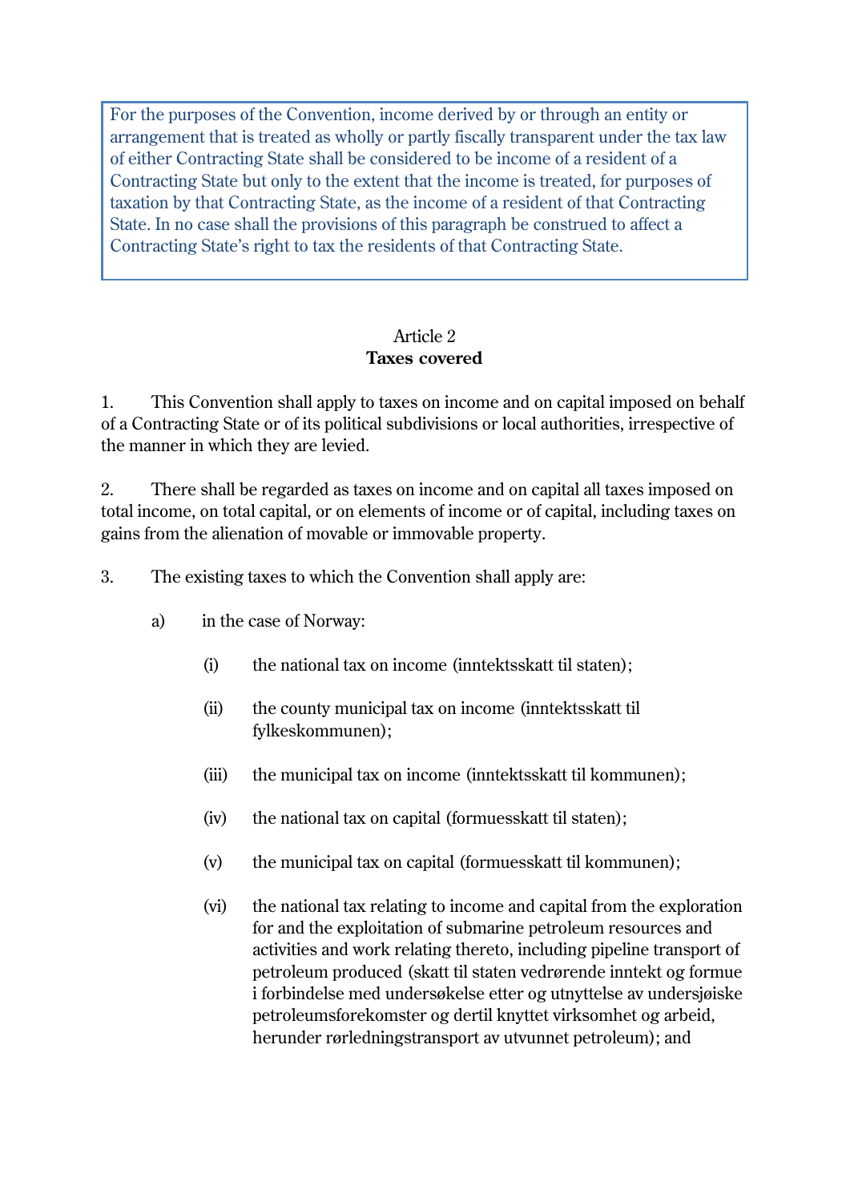For the purposes of the Convention, income derived by or through an entity or arrangement that is treated as wholly or partly fiscally transparent under the tax law of either Contracting State shall be considered to be income of a resident of a Contracting State but only to the extent that the income is treated, for purposes of taxation by that Contracting State, as the income of a resident of that Contracting State. In no case shall the provisions of this paragraph be construed to affect a Contracting State's right to tax the residents of that Contracting State.

## Article 2
**Taxes covered**

1. This Convention shall apply to taxes on income and on capital imposed on behalf of a Contracting State or of its political subdivisions or local authorities, irrespective of the manner in which they are levied.

2. There shall be regarded as taxes on income and on capital all taxes imposed on total income, on total capital, or on elements of income or of capital, including taxes on gains from the alienation of movable or immovable property.

3. The existing taxes to which the Convention shall apply are:

   a) in the case of Norway:

      (i) the national tax on income (inntektsskatt til staten);

      (ii) the county municipal tax on income (inntektsskatt til fylkeskommunen);

      (iii) the municipal tax on income (inntektsskatt til kommunen);

      (iv) the national tax on capital (formuesskatt til staten);

      (v) the municipal tax on capital (formuesskatt til kommunen);

      (vi) the national tax relating to income and capital from the exploration for and the exploitation of submarine petroleum resources and activities and work relating thereto, including pipeline transport of petroleum produced (skatt til staten vedrørende inntekt og formue i forbindelse med undersøkelse etter og utnyttelse av undersjøiske petroleumsforekomster og dertil knyttet virksomhet og arbeid, herunder rørledningstransport av utvunnet petroleum); and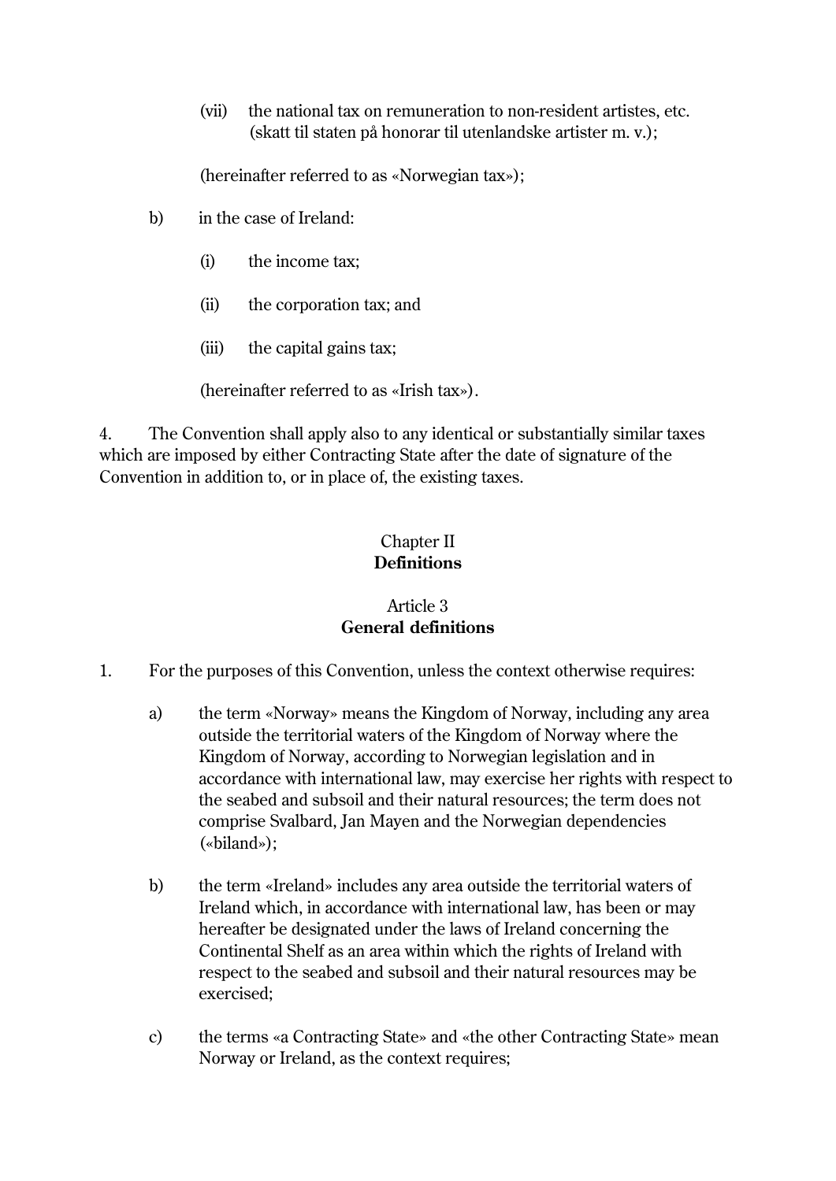(vii) the national tax on remuneration to non-resident artistes, etc. (skatt til staten på honorar til utenlandske artister m. v.);

(hereinafter referred to as «Norwegian tax»);

b) in the case of Ireland:

(i) the income tax;

(ii) the corporation tax; and

(iii) the capital gains tax;

(hereinafter referred to as «Irish tax»).

4. The Convention shall apply also to any identical or substantially similar taxes which are imposed by either Contracting State after the date of signature of the Convention in addition to, or in place of, the existing taxes.

## Chapter II
## **Definitions**

### Article 3
### **General definitions**

1. For the purposes of this Convention, unless the context otherwise requires:

a) the term «Norway» means the Kingdom of Norway, including any area outside the territorial waters of the Kingdom of Norway where the Kingdom of Norway, according to Norwegian legislation and in accordance with international law, may exercise her rights with respect to the seabed and subsoil and their natural resources; the term does not comprise Svalbard, Jan Mayen and the Norwegian dependencies («biland»);

b) the term «Ireland» includes any area outside the territorial waters of Ireland which, in accordance with international law, has been or may hereafter be designated under the laws of Ireland concerning the Continental Shelf as an area within which the rights of Ireland with respect to the seabed and subsoil and their natural resources may be exercised;

c) the terms «a Contracting State» and «the other Contracting State» mean Norway or Ireland, as the context requires;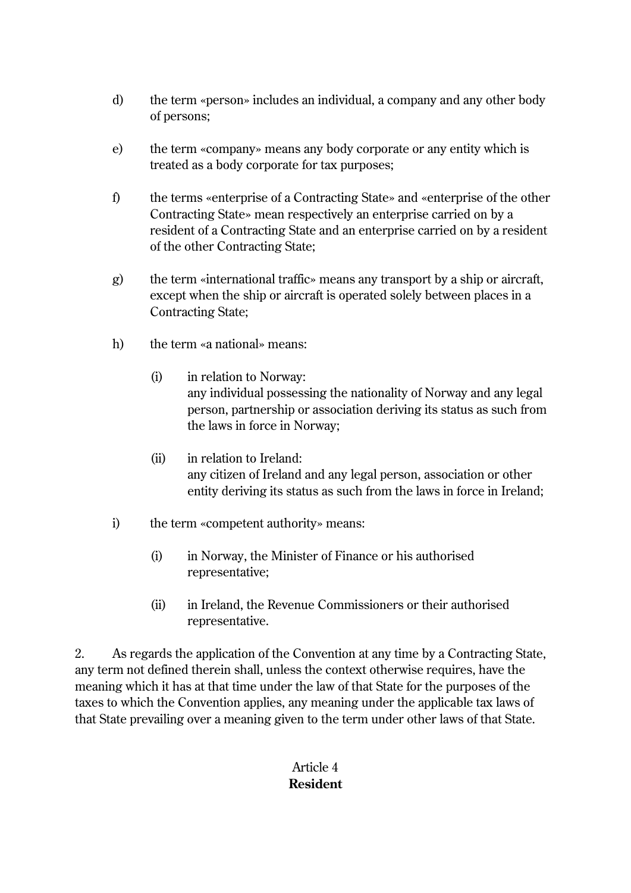d) the term «person» includes an individual, a company and any other body of persons;

e) the term «company» means any body corporate or any entity which is treated as a body corporate for tax purposes;

f) the terms «enterprise of a Contracting State» and «enterprise of the other Contracting State» mean respectively an enterprise carried on by a resident of a Contracting State and an enterprise carried on by a resident of the other Contracting State;

g) the term «international traffic» means any transport by a ship or aircraft, except when the ship or aircraft is operated solely between places in a Contracting State;

h) the term «a national» means:

   (i) in relation to Norway:
   any individual possessing the nationality of Norway and any legal person, partnership or association deriving its status as such from the laws in force in Norway;

   (ii) in relation to Ireland:
   any citizen of Ireland and any legal person, association or other entity deriving its status as such from the laws in force in Ireland;

i) the term «competent authority» means:

   (i) in Norway, the Minister of Finance or his authorised representative;

   (ii) in Ireland, the Revenue Commissioners or their authorised representative.

2. As regards the application of the Convention at any time by a Contracting State, any term not defined therein shall, unless the context otherwise requires, have the meaning which it has at that time under the law of that State for the purposes of the taxes to which the Convention applies, any meaning under the applicable tax laws of that State prevailing over a meaning given to the term under other laws of that State.

## Article 4
## **Resident**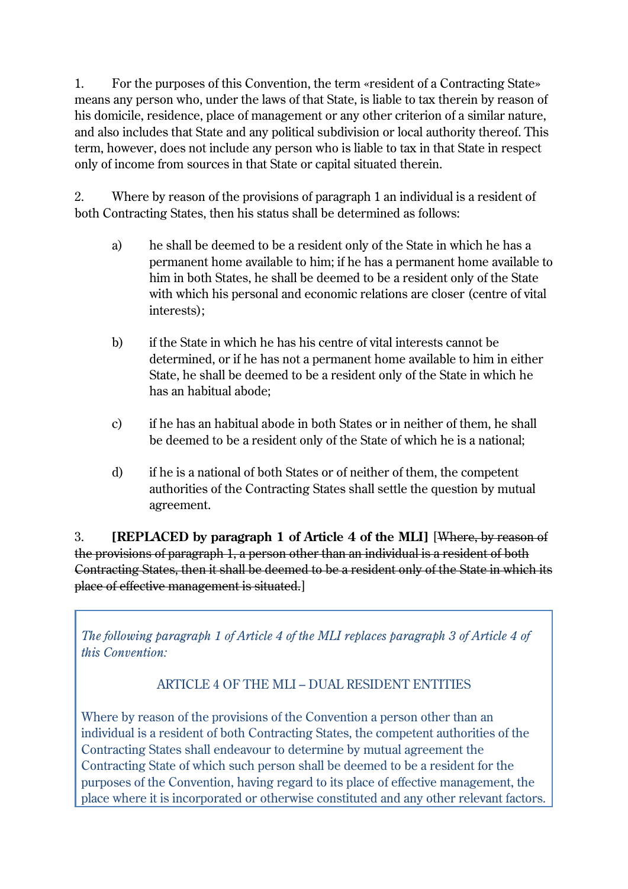1. For the purposes of this Convention, the term «resident of a Contracting State» means any person who, under the laws of that State, is liable to tax therein by reason of his domicile, residence, place of management or any other criterion of a similar nature, and also includes that State and any political subdivision or local authority thereof. This term, however, does not include any person who is liable to tax in that State in respect only of income from sources in that State or capital situated therein.

2. Where by reason of the provisions of paragraph 1 an individual is a resident of both Contracting States, then his status shall be determined as follows:

   a) he shall be deemed to be a resident only of the State in which he has a permanent home available to him; if he has a permanent home available to him in both States, he shall be deemed to be a resident only of the State with which his personal and economic relations are closer (centre of vital interests);

   b) if the State in which he has his centre of vital interests cannot be determined, or if he has not a permanent home available to him in either State, he shall be deemed to be a resident only of the State in which he has an habitual abode;

   c) if he has an habitual abode in both States or in neither of them, he shall be deemed to be a resident only of the State of which he is a national;

   d) if he is a national of both States or of neither of them, the competent authorities of the Contracting States shall settle the question by mutual agreement.

3. **[REPLACED by paragraph 1 of Article 4 of the MLI]** [~~Where, by reason of the provisions of paragraph 1, a person other than an individual is a resident of both Contracting States, then it shall be deemed to be a resident only of the State in which its place of effective management is situated.~~]

> *The following paragraph 1 of Article 4 of the MLI replaces paragraph 3 of Article 4 of this Convention:*
>
> ARTICLE 4 OF THE MLI – DUAL RESIDENT ENTITIES
>
> Where by reason of the provisions of the Convention a person other than an individual is a resident of both Contracting States, the competent authorities of the Contracting States shall endeavour to determine by mutual agreement the Contracting State of which such person shall be deemed to be a resident for the purposes of the Convention, having regard to its place of effective management, the place where it is incorporated or otherwise constituted and any other relevant factors.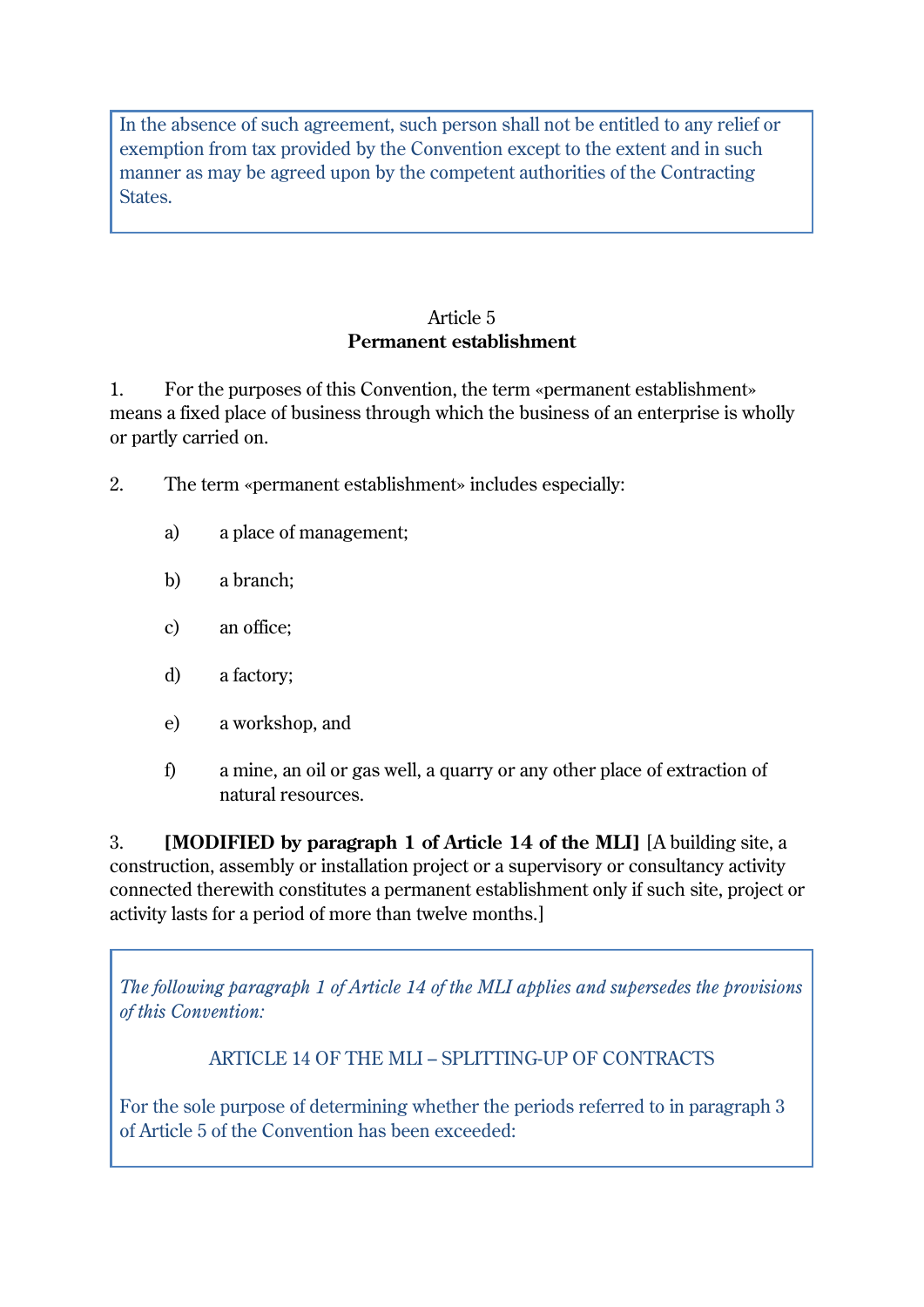In the absence of such agreement, such person shall not be entitled to any relief or exemption from tax provided by the Convention except to the extent and in such manner as may be agreed upon by the competent authorities of the Contracting States.

Article 5
**Permanent establishment**

1. For the purposes of this Convention, the term «permanent establishment» means a fixed place of business through which the business of an enterprise is wholly or partly carried on.

2. The term «permanent establishment» includes especially:

   a) a place of management;

   b) a branch;

   c) an office;

   d) a factory;

   e) a workshop, and

   f) a mine, an oil or gas well, a quarry or any other place of extraction of natural resources.

3. **[MODIFIED by paragraph 1 of Article 14 of the MLI]** [A building site, a construction, assembly or installation project or a supervisory or consultancy activity connected therewith constitutes a permanent establishment only if such site, project or activity lasts for a period of more than twelve months.]

*The following paragraph 1 of Article 14 of the MLI applies and supersedes the provisions of this Convention:*

ARTICLE 14 OF THE MLI – SPLITTING-UP OF CONTRACTS

For the sole purpose of determining whether the periods referred to in paragraph 3 of Article 5 of the Convention has been exceeded: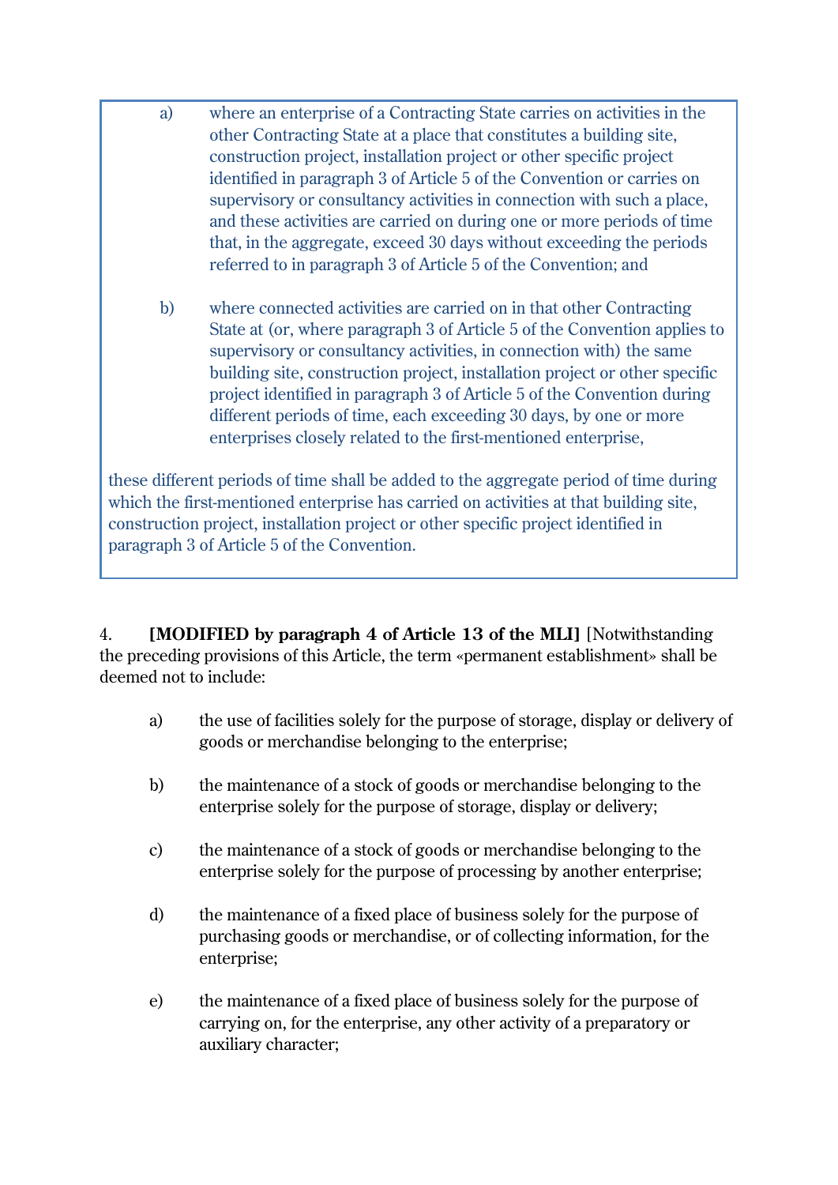a) where an enterprise of a Contracting State carries on activities in the other Contracting State at a place that constitutes a building site, construction project, installation project or other specific project identified in paragraph 3 of Article 5 of the Convention or carries on supervisory or consultancy activities in connection with such a place, and these activities are carried on during one or more periods of time that, in the aggregate, exceed 30 days without exceeding the periods referred to in paragraph 3 of Article 5 of the Convention; and

b) where connected activities are carried on in that other Contracting State at (or, where paragraph 3 of Article 5 of the Convention applies to supervisory or consultancy activities, in connection with) the same building site, construction project, installation project or other specific project identified in paragraph 3 of Article 5 of the Convention during different periods of time, each exceeding 30 days, by one or more enterprises closely related to the first-mentioned enterprise,

these different periods of time shall be added to the aggregate period of time during which the first-mentioned enterprise has carried on activities at that building site, construction project, installation project or other specific project identified in paragraph 3 of Article 5 of the Convention.

4. **[MODIFIED by paragraph 4 of Article 13 of the MLI]** [Notwithstanding the preceding provisions of this Article, the term «permanent establishment» shall be deemed not to include:

a) the use of facilities solely for the purpose of storage, display or delivery of goods or merchandise belonging to the enterprise;

b) the maintenance of a stock of goods or merchandise belonging to the enterprise solely for the purpose of storage, display or delivery;

c) the maintenance of a stock of goods or merchandise belonging to the enterprise solely for the purpose of processing by another enterprise;

d) the maintenance of a fixed place of business solely for the purpose of purchasing goods or merchandise, or of collecting information, for the enterprise;

e) the maintenance of a fixed place of business solely for the purpose of carrying on, for the enterprise, any other activity of a preparatory or auxiliary character;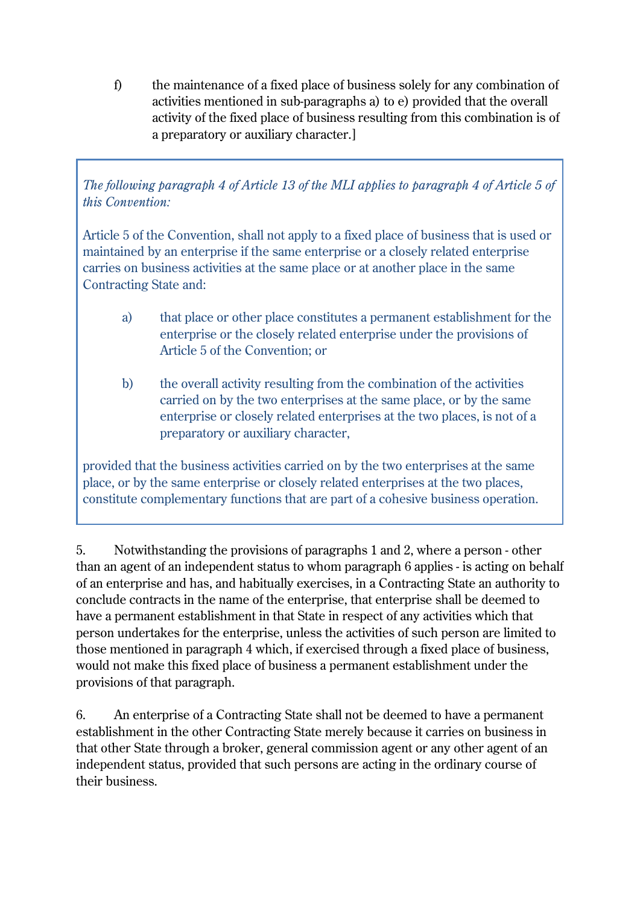f) the maintenance of a fixed place of business solely for any combination of activities mentioned in sub-paragraphs a) to e) provided that the overall activity of the fixed place of business resulting from this combination is of a preparatory or auxiliary character.]

> *The following paragraph 4 of Article 13 of the MLI applies to paragraph 4 of Article 5 of this Convention:*
>
> Article 5 of the Convention, shall not apply to a fixed place of business that is used or maintained by an enterprise if the same enterprise or a closely related enterprise carries on business activities at the same place or at another place in the same Contracting State and:
>
> a) that place or other place constitutes a permanent establishment for the enterprise or the closely related enterprise under the provisions of Article 5 of the Convention; or
>
> b) the overall activity resulting from the combination of the activities carried on by the two enterprises at the same place, or by the same enterprise or closely related enterprises at the two places, is not of a preparatory or auxiliary character,
>
> provided that the business activities carried on by the two enterprises at the same place, or by the same enterprise or closely related enterprises at the two places, constitute complementary functions that are part of a cohesive business operation.

5. Notwithstanding the provisions of paragraphs 1 and 2, where a person - other than an agent of an independent status to whom paragraph 6 applies - is acting on behalf of an enterprise and has, and habitually exercises, in a Contracting State an authority to conclude contracts in the name of the enterprise, that enterprise shall be deemed to have a permanent establishment in that State in respect of any activities which that person undertakes for the enterprise, unless the activities of such person are limited to those mentioned in paragraph 4 which, if exercised through a fixed place of business, would not make this fixed place of business a permanent establishment under the provisions of that paragraph.

6. An enterprise of a Contracting State shall not be deemed to have a permanent establishment in the other Contracting State merely because it carries on business in that other State through a broker, general commission agent or any other agent of an independent status, provided that such persons are acting in the ordinary course of their business.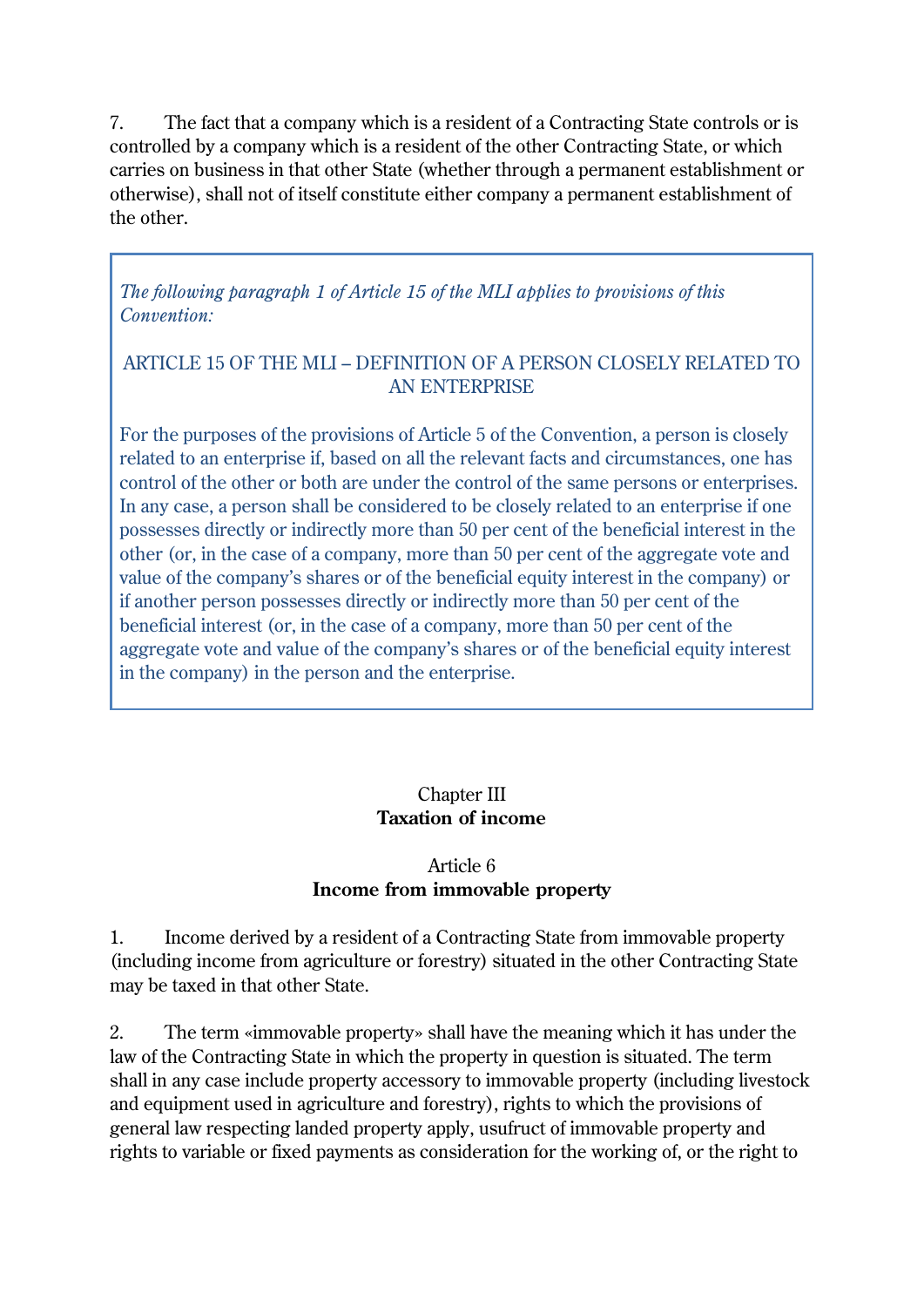7. The fact that a company which is a resident of a Contracting State controls or is controlled by a company which is a resident of the other Contracting State, or which carries on business in that other State (whether through a permanent establishment or otherwise), shall not of itself constitute either company a permanent establishment of the other.

> *The following paragraph 1 of Article 15 of the MLI applies to provisions of this Convention:*
>
> ARTICLE 15 OF THE MLI – DEFINITION OF A PERSON CLOSELY RELATED TO AN ENTERPRISE
>
> For the purposes of the provisions of Article 5 of the Convention, a person is closely related to an enterprise if, based on all the relevant facts and circumstances, one has control of the other or both are under the control of the same persons or enterprises. In any case, a person shall be considered to be closely related to an enterprise if one possesses directly or indirectly more than 50 per cent of the beneficial interest in the other (or, in the case of a company, more than 50 per cent of the aggregate vote and value of the company's shares or of the beneficial equity interest in the company) or if another person possesses directly or indirectly more than 50 per cent of the beneficial interest (or, in the case of a company, more than 50 per cent of the aggregate vote and value of the company's shares or of the beneficial equity interest in the company) in the person and the enterprise.

## Chapter III
## **Taxation of income**

### Article 6
### **Income from immovable property**

1. Income derived by a resident of a Contracting State from immovable property (including income from agriculture or forestry) situated in the other Contracting State may be taxed in that other State.

2. The term «immovable property» shall have the meaning which it has under the law of the Contracting State in which the property in question is situated. The term shall in any case include property accessory to immovable property (including livestock and equipment used in agriculture and forestry), rights to which the provisions of general law respecting landed property apply, usufruct of immovable property and rights to variable or fixed payments as consideration for the working of, or the right to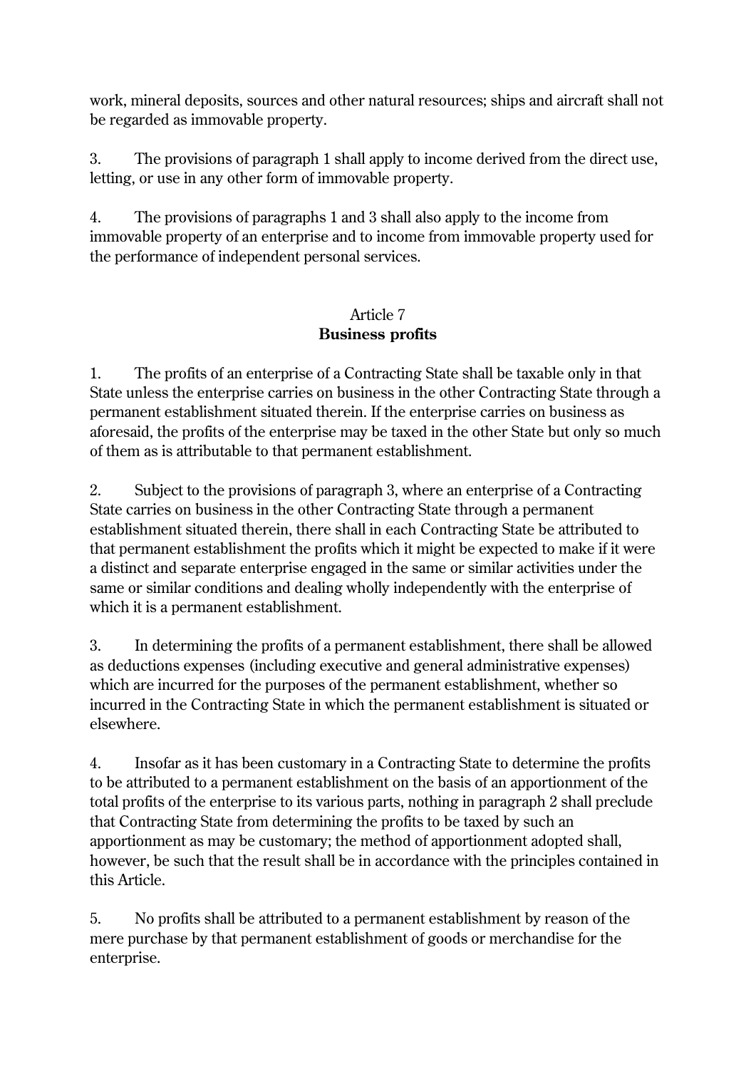work, mineral deposits, sources and other natural resources; ships and aircraft shall not be regarded as immovable property.

3. The provisions of paragraph 1 shall apply to income derived from the direct use, letting, or use in any other form of immovable property.

4. The provisions of paragraphs 1 and 3 shall also apply to the income from immovable property of an enterprise and to income from immovable property used for the performance of independent personal services.

## Article 7
## **Business profits**

1. The profits of an enterprise of a Contracting State shall be taxable only in that State unless the enterprise carries on business in the other Contracting State through a permanent establishment situated therein. If the enterprise carries on business as aforesaid, the profits of the enterprise may be taxed in the other State but only so much of them as is attributable to that permanent establishment.

2. Subject to the provisions of paragraph 3, where an enterprise of a Contracting State carries on business in the other Contracting State through a permanent establishment situated therein, there shall in each Contracting State be attributed to that permanent establishment the profits which it might be expected to make if it were a distinct and separate enterprise engaged in the same or similar activities under the same or similar conditions and dealing wholly independently with the enterprise of which it is a permanent establishment.

3. In determining the profits of a permanent establishment, there shall be allowed as deductions expenses (including executive and general administrative expenses) which are incurred for the purposes of the permanent establishment, whether so incurred in the Contracting State in which the permanent establishment is situated or elsewhere.

4. Insofar as it has been customary in a Contracting State to determine the profits to be attributed to a permanent establishment on the basis of an apportionment of the total profits of the enterprise to its various parts, nothing in paragraph 2 shall preclude that Contracting State from determining the profits to be taxed by such an apportionment as may be customary; the method of apportionment adopted shall, however, be such that the result shall be in accordance with the principles contained in this Article.

5. No profits shall be attributed to a permanent establishment by reason of the mere purchase by that permanent establishment of goods or merchandise for the enterprise.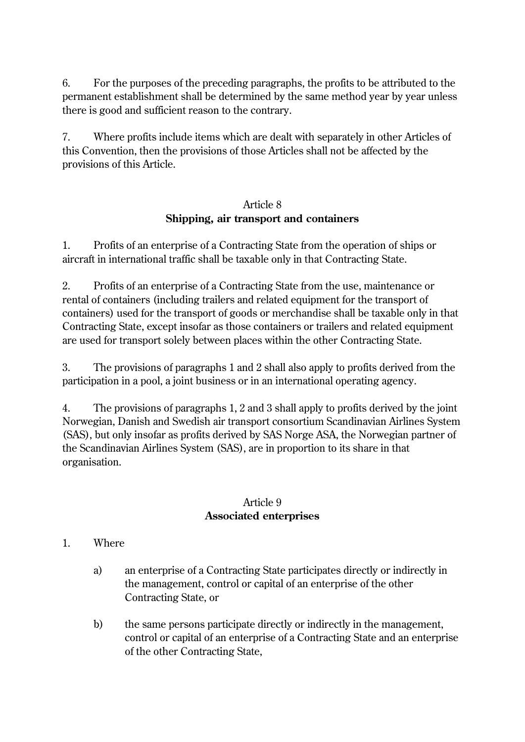6. For the purposes of the preceding paragraphs, the profits to be attributed to the permanent establishment shall be determined by the same method year by year unless there is good and sufficient reason to the contrary.

7. Where profits include items which are dealt with separately in other Articles of this Convention, then the provisions of those Articles shall not be affected by the provisions of this Article.

## Article 8
## **Shipping, air transport and containers**

1. Profits of an enterprise of a Contracting State from the operation of ships or aircraft in international traffic shall be taxable only in that Contracting State.

2. Profits of an enterprise of a Contracting State from the use, maintenance or rental of containers (including trailers and related equipment for the transport of containers) used for the transport of goods or merchandise shall be taxable only in that Contracting State, except insofar as those containers or trailers and related equipment are used for transport solely between places within the other Contracting State.

3. The provisions of paragraphs 1 and 2 shall also apply to profits derived from the participation in a pool, a joint business or in an international operating agency.

4. The provisions of paragraphs 1, 2 and 3 shall apply to profits derived by the joint Norwegian, Danish and Swedish air transport consortium Scandinavian Airlines System (SAS), but only insofar as profits derived by SAS Norge ASA, the Norwegian partner of the Scandinavian Airlines System (SAS), are in proportion to its share in that organisation.

## Article 9
## **Associated enterprises**

1. Where

   a) an enterprise of a Contracting State participates directly or indirectly in the management, control or capital of an enterprise of the other Contracting State, or

   b) the same persons participate directly or indirectly in the management, control or capital of an enterprise of a Contracting State and an enterprise of the other Contracting State,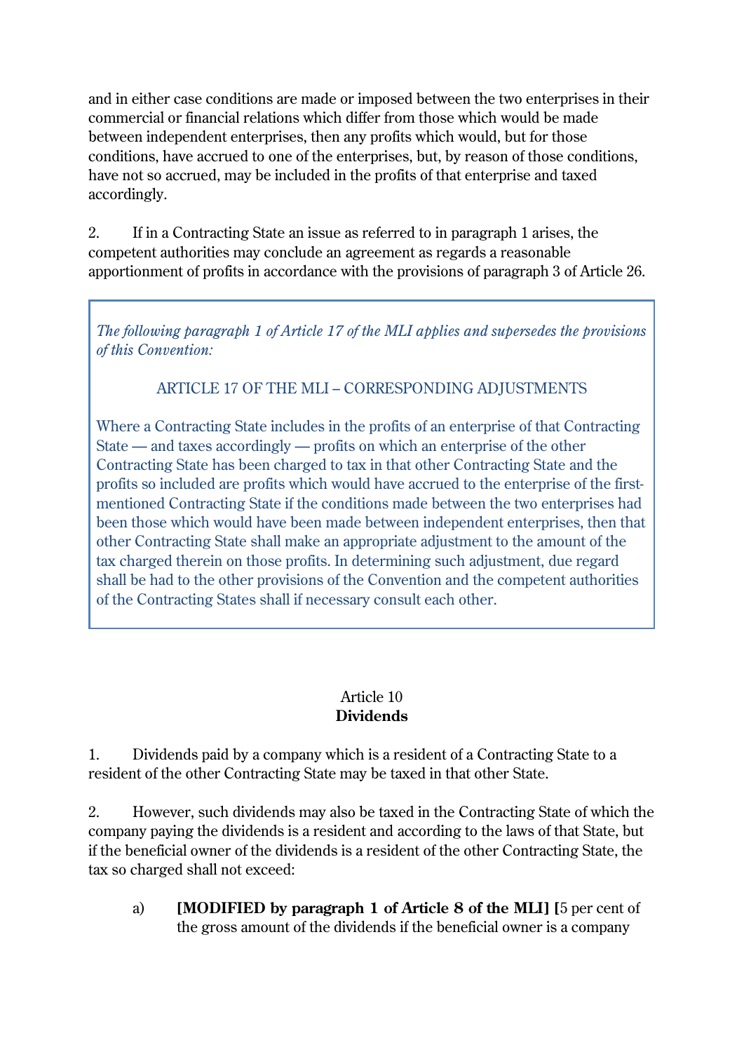and in either case conditions are made or imposed between the two enterprises in their commercial or financial relations which differ from those which would be made between independent enterprises, then any profits which would, but for those conditions, have accrued to one of the enterprises, but, by reason of those conditions, have not so accrued, may be included in the profits of that enterprise and taxed accordingly.

2. If in a Contracting State an issue as referred to in paragraph 1 arises, the competent authorities may conclude an agreement as regards a reasonable apportionment of profits in accordance with the provisions of paragraph 3 of Article 26.

> *The following paragraph 1 of Article 17 of the MLI applies and supersedes the provisions of this Convention:*
>
> ARTICLE 17 OF THE MLI – CORRESPONDING ADJUSTMENTS
>
> Where a Contracting State includes in the profits of an enterprise of that Contracting State — and taxes accordingly — profits on which an enterprise of the other Contracting State has been charged to tax in that other Contracting State and the profits so included are profits which would have accrued to the enterprise of the first-mentioned Contracting State if the conditions made between the two enterprises had been those which would have been made between independent enterprises, then that other Contracting State shall make an appropriate adjustment to the amount of the tax charged therein on those profits. In determining such adjustment, due regard shall be had to the other provisions of the Convention and the competent authorities of the Contracting States shall if necessary consult each other.

Article 10
**Dividends**

1. Dividends paid by a company which is a resident of a Contracting State to a resident of the other Contracting State may be taxed in that other State.

2. However, such dividends may also be taxed in the Contracting State of which the company paying the dividends is a resident and according to the laws of that State, but if the beneficial owner of the dividends is a resident of the other Contracting State, the tax so charged shall not exceed:

a) **[MODIFIED by paragraph 1 of Article 8 of the MLI] [**5 per cent of the gross amount of the dividends if the beneficial owner is a company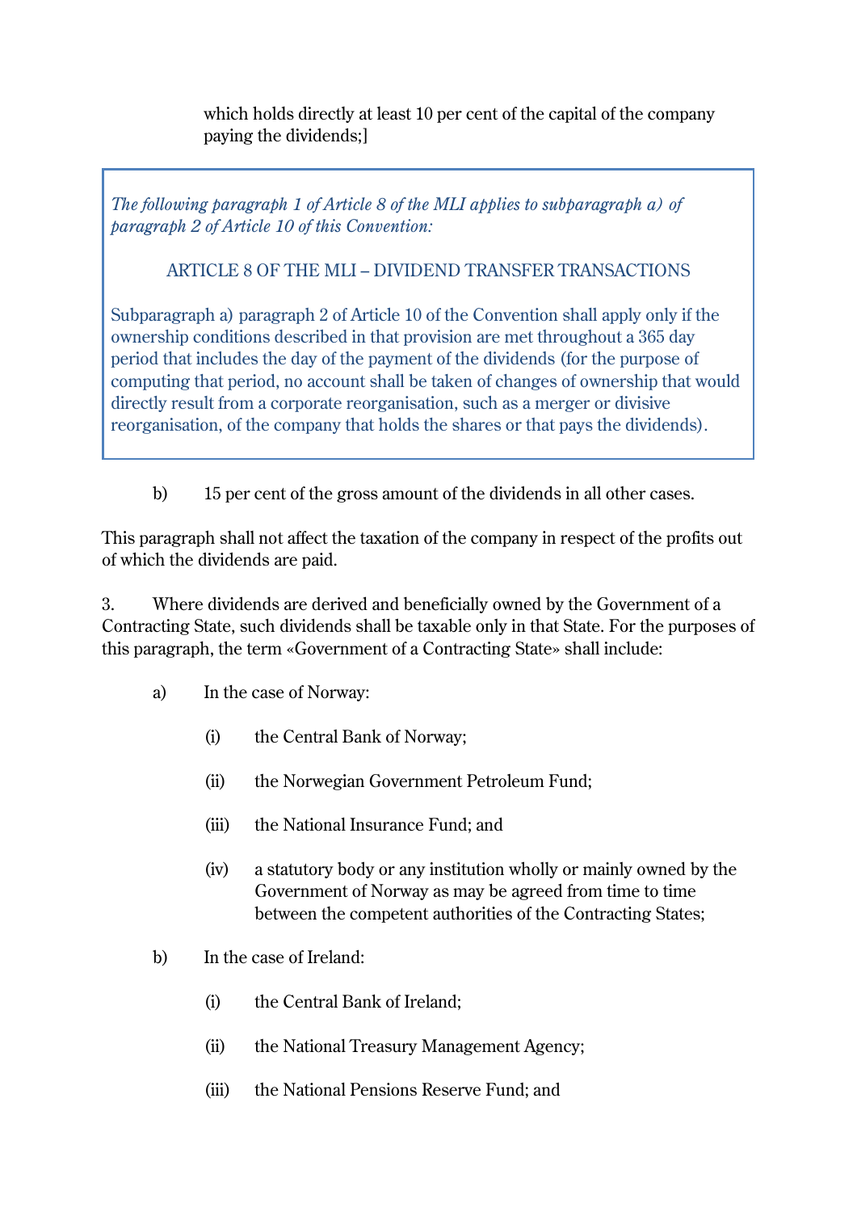which holds directly at least 10 per cent of the capital of the company paying the dividends;]

> *The following paragraph 1 of Article 8 of the MLI applies to subparagraph a) of paragraph 2 of Article 10 of this Convention:*
>
> ARTICLE 8 OF THE MLI – DIVIDEND TRANSFER TRANSACTIONS
>
> Subparagraph a) paragraph 2 of Article 10 of the Convention shall apply only if the ownership conditions described in that provision are met throughout a 365 day period that includes the day of the payment of the dividends (for the purpose of computing that period, no account shall be taken of changes of ownership that would directly result from a corporate reorganisation, such as a merger or divisive reorganisation, of the company that holds the shares or that pays the dividends).

b) 15 per cent of the gross amount of the dividends in all other cases.

This paragraph shall not affect the taxation of the company in respect of the profits out of which the dividends are paid.

3. Where dividends are derived and beneficially owned by the Government of a Contracting State, such dividends shall be taxable only in that State. For the purposes of this paragraph, the term «Government of a Contracting State» shall include:

a) In the case of Norway:

(i) the Central Bank of Norway;

(ii) the Norwegian Government Petroleum Fund;

(iii) the National Insurance Fund; and

(iv) a statutory body or any institution wholly or mainly owned by the Government of Norway as may be agreed from time to time between the competent authorities of the Contracting States;

b) In the case of Ireland:

(i) the Central Bank of Ireland;

(ii) the National Treasury Management Agency;

(iii) the National Pensions Reserve Fund; and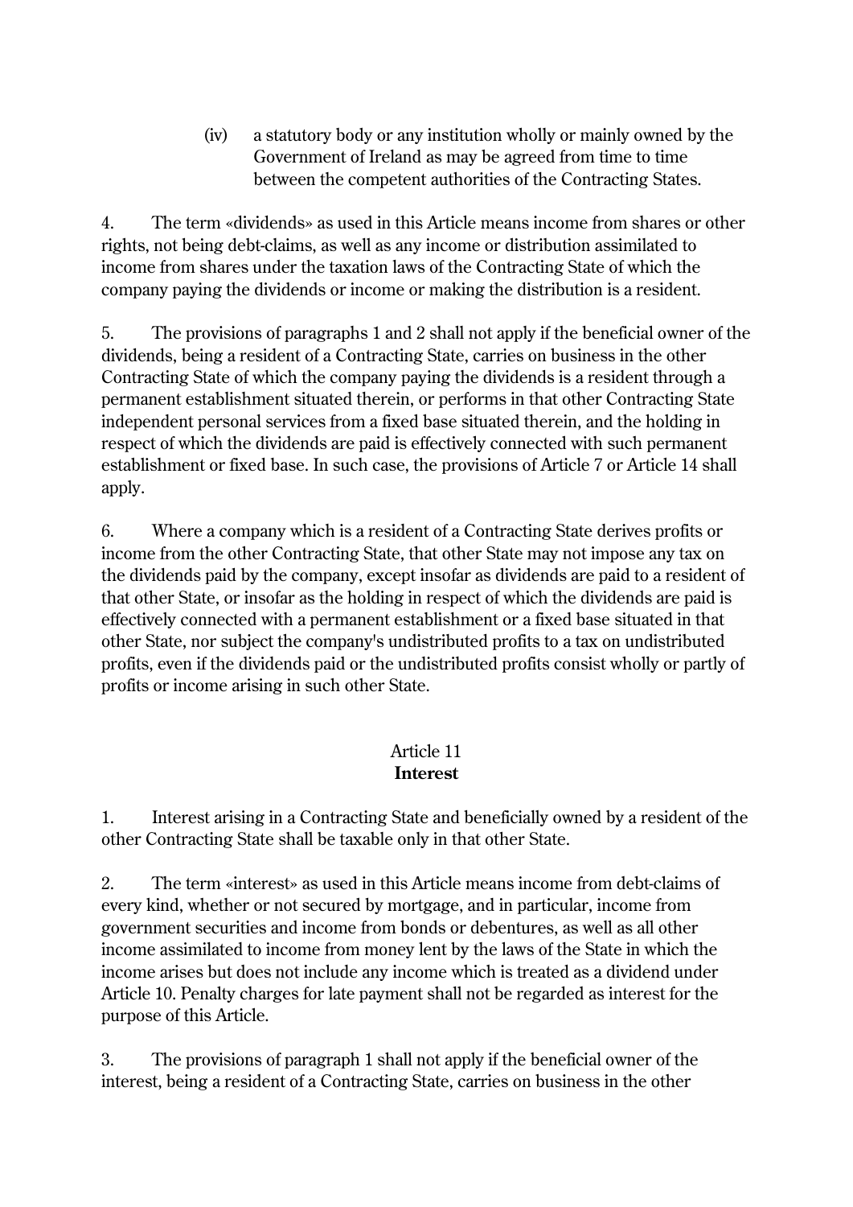(iv) a statutory body or any institution wholly or mainly owned by the Government of Ireland as may be agreed from time to time between the competent authorities of the Contracting States.

4. The term «dividends» as used in this Article means income from shares or other rights, not being debt-claims, as well as any income or distribution assimilated to income from shares under the taxation laws of the Contracting State of which the company paying the dividends or income or making the distribution is a resident.

5. The provisions of paragraphs 1 and 2 shall not apply if the beneficial owner of the dividends, being a resident of a Contracting State, carries on business in the other Contracting State of which the company paying the dividends is a resident through a permanent establishment situated therein, or performs in that other Contracting State independent personal services from a fixed base situated therein, and the holding in respect of which the dividends are paid is effectively connected with such permanent establishment or fixed base. In such case, the provisions of Article 7 or Article 14 shall apply.

6. Where a company which is a resident of a Contracting State derives profits or income from the other Contracting State, that other State may not impose any tax on the dividends paid by the company, except insofar as dividends are paid to a resident of that other State, or insofar as the holding in respect of which the dividends are paid is effectively connected with a permanent establishment or a fixed base situated in that other State, nor subject the company's undistributed profits to a tax on undistributed profits, even if the dividends paid or the undistributed profits consist wholly or partly of profits or income arising in such other State.

## Article 11
## **Interest**

1. Interest arising in a Contracting State and beneficially owned by a resident of the other Contracting State shall be taxable only in that other State.

2. The term «interest» as used in this Article means income from debt-claims of every kind, whether or not secured by mortgage, and in particular, income from government securities and income from bonds or debentures, as well as all other income assimilated to income from money lent by the laws of the State in which the income arises but does not include any income which is treated as a dividend under Article 10. Penalty charges for late payment shall not be regarded as interest for the purpose of this Article.

3. The provisions of paragraph 1 shall not apply if the beneficial owner of the interest, being a resident of a Contracting State, carries on business in the other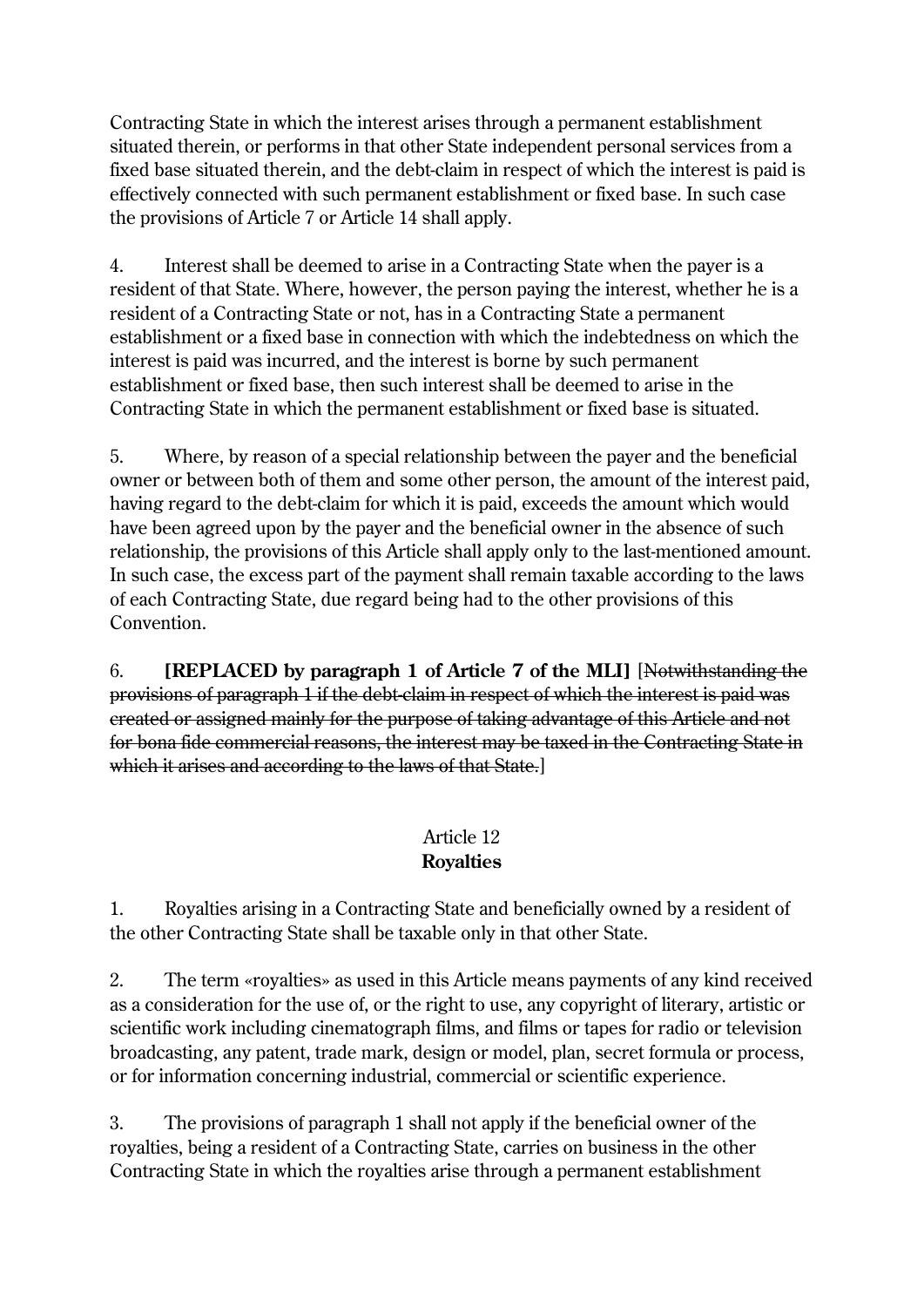Contracting State in which the interest arises through a permanent establishment situated therein, or performs in that other State independent personal services from a fixed base situated therein, and the debt-claim in respect of which the interest is paid is effectively connected with such permanent establishment or fixed base. In such case the provisions of Article 7 or Article 14 shall apply.

4. Interest shall be deemed to arise in a Contracting State when the payer is a resident of that State. Where, however, the person paying the interest, whether he is a resident of a Contracting State or not, has in a Contracting State a permanent establishment or a fixed base in connection with which the indebtedness on which the interest is paid was incurred, and the interest is borne by such permanent establishment or fixed base, then such interest shall be deemed to arise in the Contracting State in which the permanent establishment or fixed base is situated.

5. Where, by reason of a special relationship between the payer and the beneficial owner or between both of them and some other person, the amount of the interest paid, having regard to the debt-claim for which it is paid, exceeds the amount which would have been agreed upon by the payer and the beneficial owner in the absence of such relationship, the provisions of this Article shall apply only to the last-mentioned amount. In such case, the excess part of the payment shall remain taxable according to the laws of each Contracting State, due regard being had to the other provisions of this Convention.

6. **[REPLACED by paragraph 1 of Article 7 of the MLI]** [~~Notwithstanding the provisions of paragraph 1 if the debt-claim in respect of which the interest is paid was created or assigned mainly for the purpose of taking advantage of this Article and not for bona fide commercial reasons, the interest may be taxed in the Contracting State in which it arises and according to the laws of that State.~~]

## Article 12
## **Royalties**

1. Royalties arising in a Contracting State and beneficially owned by a resident of the other Contracting State shall be taxable only in that other State.

2. The term «royalties» as used in this Article means payments of any kind received as a consideration for the use of, or the right to use, any copyright of literary, artistic or scientific work including cinematograph films, and films or tapes for radio or television broadcasting, any patent, trade mark, design or model, plan, secret formula or process, or for information concerning industrial, commercial or scientific experience.

3. The provisions of paragraph 1 shall not apply if the beneficial owner of the royalties, being a resident of a Contracting State, carries on business in the other Contracting State in which the royalties arise through a permanent establishment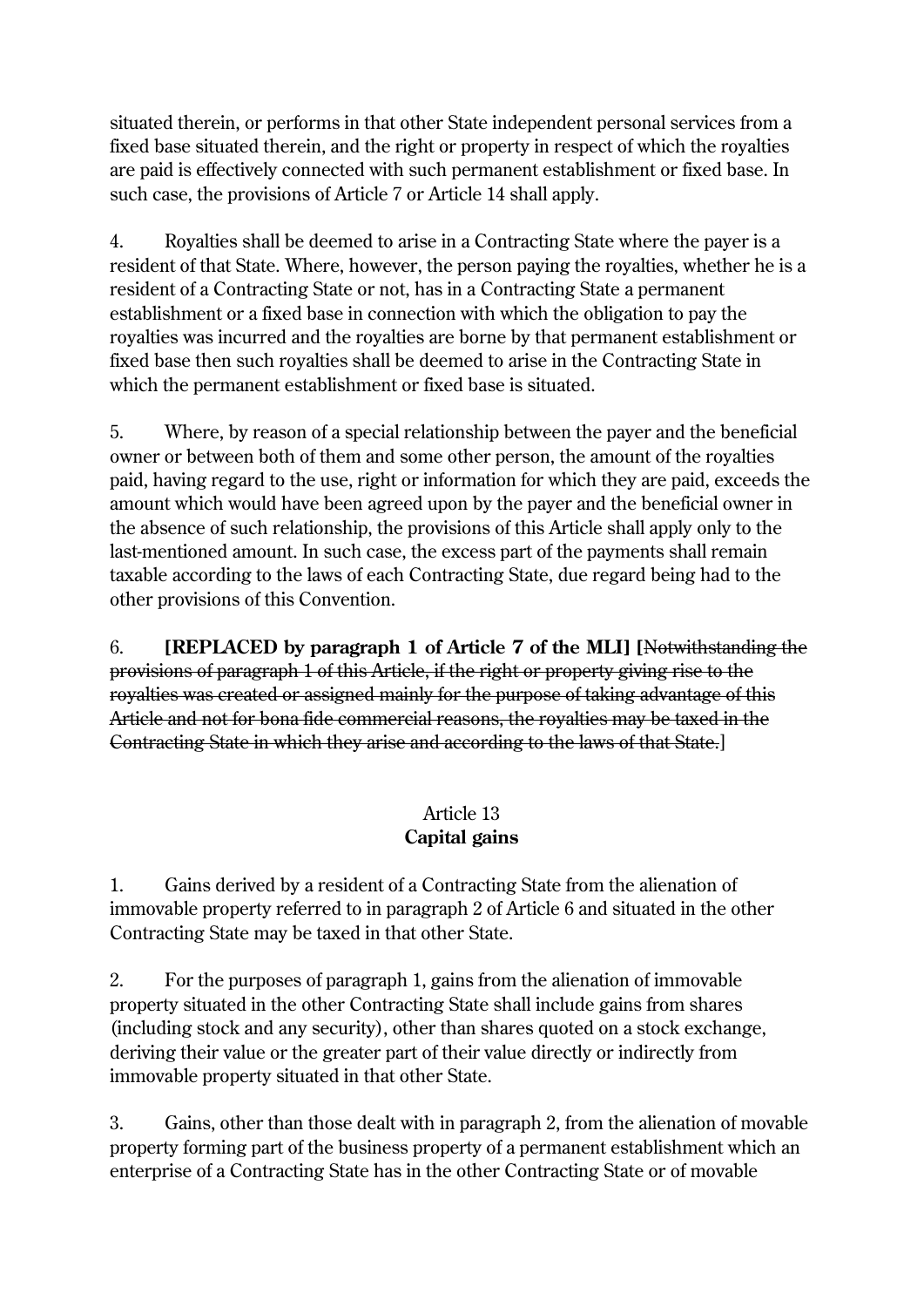situated therein, or performs in that other State independent personal services from a fixed base situated therein, and the right or property in respect of which the royalties are paid is effectively connected with such permanent establishment or fixed base. In such case, the provisions of Article 7 or Article 14 shall apply.

4. Royalties shall be deemed to arise in a Contracting State where the payer is a resident of that State. Where, however, the person paying the royalties, whether he is a resident of a Contracting State or not, has in a Contracting State a permanent establishment or a fixed base in connection with which the obligation to pay the royalties was incurred and the royalties are borne by that permanent establishment or fixed base then such royalties shall be deemed to arise in the Contracting State in which the permanent establishment or fixed base is situated.

5. Where, by reason of a special relationship between the payer and the beneficial owner or between both of them and some other person, the amount of the royalties paid, having regard to the use, right or information for which they are paid, exceeds the amount which would have been agreed upon by the payer and the beneficial owner in the absence of such relationship, the provisions of this Article shall apply only to the last-mentioned amount. In such case, the excess part of the payments shall remain taxable according to the laws of each Contracting State, due regard being had to the other provisions of this Convention.

6. **[REPLACED by paragraph 1 of Article 7 of the MLI]** [~~Notwithstanding the provisions of paragraph 1 of this Article, if the right or property giving rise to the royalties was created or assigned mainly for the purpose of taking advantage of this Article and not for bona fide commercial reasons, the royalties may be taxed in the Contracting State in which they arise and according to the laws of that State.~~]

## Article 13
## **Capital gains**

1. Gains derived by a resident of a Contracting State from the alienation of immovable property referred to in paragraph 2 of Article 6 and situated in the other Contracting State may be taxed in that other State.

2. For the purposes of paragraph 1, gains from the alienation of immovable property situated in the other Contracting State shall include gains from shares (including stock and any security), other than shares quoted on a stock exchange, deriving their value or the greater part of their value directly or indirectly from immovable property situated in that other State.

3. Gains, other than those dealt with in paragraph 2, from the alienation of movable property forming part of the business property of a permanent establishment which an enterprise of a Contracting State has in the other Contracting State or of movable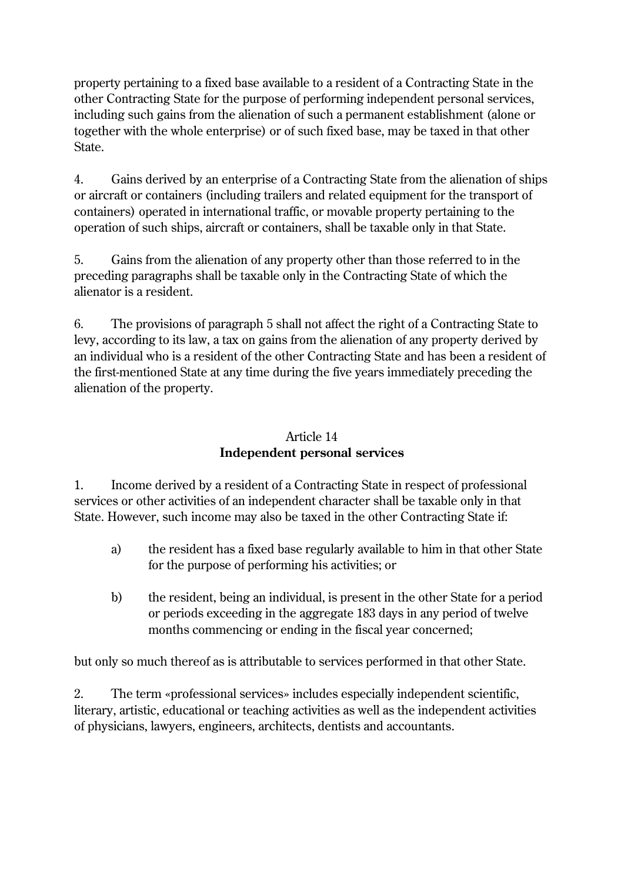property pertaining to a fixed base available to a resident of a Contracting State in the other Contracting State for the purpose of performing independent personal services, including such gains from the alienation of such a permanent establishment (alone or together with the whole enterprise) or of such fixed base, may be taxed in that other State.

4. Gains derived by an enterprise of a Contracting State from the alienation of ships or aircraft or containers (including trailers and related equipment for the transport of containers) operated in international traffic, or movable property pertaining to the operation of such ships, aircraft or containers, shall be taxable only in that State.

5. Gains from the alienation of any property other than those referred to in the preceding paragraphs shall be taxable only in the Contracting State of which the alienator is a resident.

6. The provisions of paragraph 5 shall not affect the right of a Contracting State to levy, according to its law, a tax on gains from the alienation of any property derived by an individual who is a resident of the other Contracting State and has been a resident of the first-mentioned State at any time during the five years immediately preceding the alienation of the property.

## Article 14
## **Independent personal services**

1. Income derived by a resident of a Contracting State in respect of professional services or other activities of an independent character shall be taxable only in that State. However, such income may also be taxed in the other Contracting State if:

   a) the resident has a fixed base regularly available to him in that other State for the purpose of performing his activities; or

   b) the resident, being an individual, is present in the other State for a period or periods exceeding in the aggregate 183 days in any period of twelve months commencing or ending in the fiscal year concerned;

but only so much thereof as is attributable to services performed in that other State.

2. The term «professional services» includes especially independent scientific, literary, artistic, educational or teaching activities as well as the independent activities of physicians, lawyers, engineers, architects, dentists and accountants.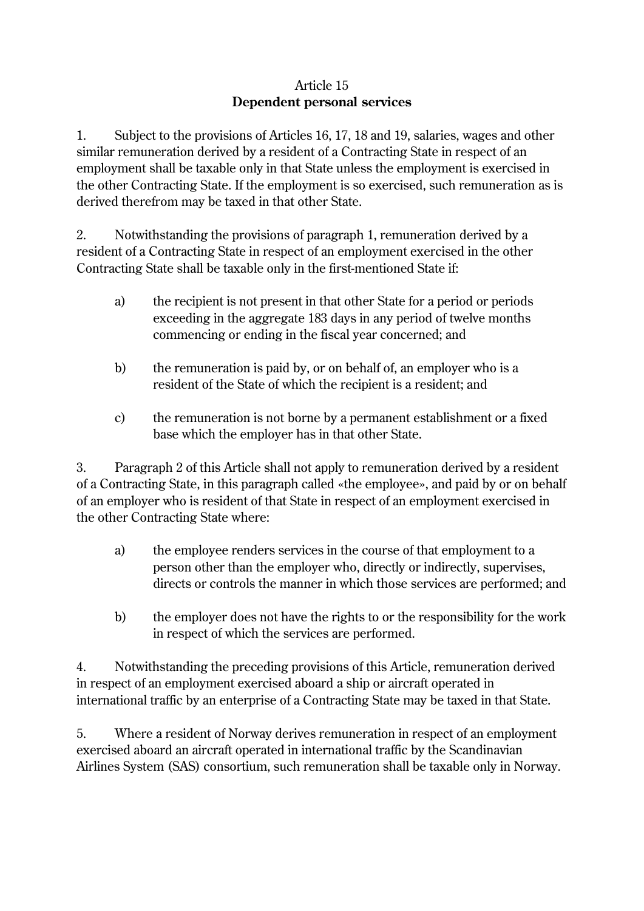Article 15
**Dependent personal services**

1. Subject to the provisions of Articles 16, 17, 18 and 19, salaries, wages and other similar remuneration derived by a resident of a Contracting State in respect of an employment shall be taxable only in that State unless the employment is exercised in the other Contracting State. If the employment is so exercised, such remuneration as is derived therefrom may be taxed in that other State.

2. Notwithstanding the provisions of paragraph 1, remuneration derived by a resident of a Contracting State in respect of an employment exercised in the other Contracting State shall be taxable only in the first-mentioned State if:

  a) the recipient is not present in that other State for a period or periods exceeding in the aggregate 183 days in any period of twelve months commencing or ending in the fiscal year concerned; and

  b) the remuneration is paid by, or on behalf of, an employer who is a resident of the State of which the recipient is a resident; and

  c) the remuneration is not borne by a permanent establishment or a fixed base which the employer has in that other State.

3. Paragraph 2 of this Article shall not apply to remuneration derived by a resident of a Contracting State, in this paragraph called «the employee», and paid by or on behalf of an employer who is resident of that State in respect of an employment exercised in the other Contracting State where:

  a) the employee renders services in the course of that employment to a person other than the employer who, directly or indirectly, supervises, directs or controls the manner in which those services are performed; and

  b) the employer does not have the rights to or the responsibility for the work in respect of which the services are performed.

4. Notwithstanding the preceding provisions of this Article, remuneration derived in respect of an employment exercised aboard a ship or aircraft operated in international traffic by an enterprise of a Contracting State may be taxed in that State.

5. Where a resident of Norway derives remuneration in respect of an employment exercised aboard an aircraft operated in international traffic by the Scandinavian Airlines System (SAS) consortium, such remuneration shall be taxable only in Norway.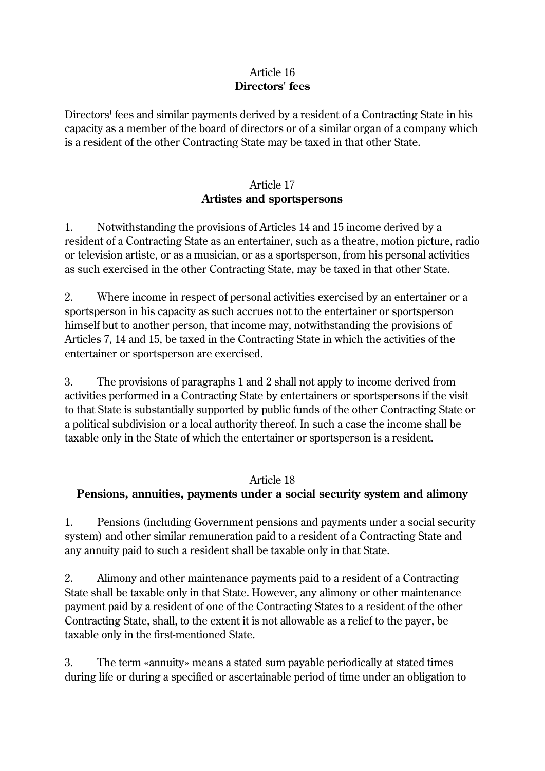## Article 16
**Directors' fees**

Directors' fees and similar payments derived by a resident of a Contracting State in his capacity as a member of the board of directors or of a similar organ of a company which is a resident of the other Contracting State may be taxed in that other State.

## Article 17
**Artistes and sportspersons**

1. Notwithstanding the provisions of Articles 14 and 15 income derived by a resident of a Contracting State as an entertainer, such as a theatre, motion picture, radio or television artiste, or as a musician, or as a sportsperson, from his personal activities as such exercised in the other Contracting State, may be taxed in that other State.

2. Where income in respect of personal activities exercised by an entertainer or a sportsperson in his capacity as such accrues not to the entertainer or sportsperson himself but to another person, that income may, notwithstanding the provisions of Articles 7, 14 and 15, be taxed in the Contracting State in which the activities of the entertainer or sportsperson are exercised.

3. The provisions of paragraphs 1 and 2 shall not apply to income derived from activities performed in a Contracting State by entertainers or sportspersons if the visit to that State is substantially supported by public funds of the other Contracting State or a political subdivision or a local authority thereof. In such a case the income shall be taxable only in the State of which the entertainer or sportsperson is a resident.

## Article 18
**Pensions, annuities, payments under a social security system and alimony**

1. Pensions (including Government pensions and payments under a social security system) and other similar remuneration paid to a resident of a Contracting State and any annuity paid to such a resident shall be taxable only in that State.

2. Alimony and other maintenance payments paid to a resident of a Contracting State shall be taxable only in that State. However, any alimony or other maintenance payment paid by a resident of one of the Contracting States to a resident of the other Contracting State, shall, to the extent it is not allowable as a relief to the payer, be taxable only in the first-mentioned State.

3. The term «annuity» means a stated sum payable periodically at stated times during life or during a specified or ascertainable period of time under an obligation to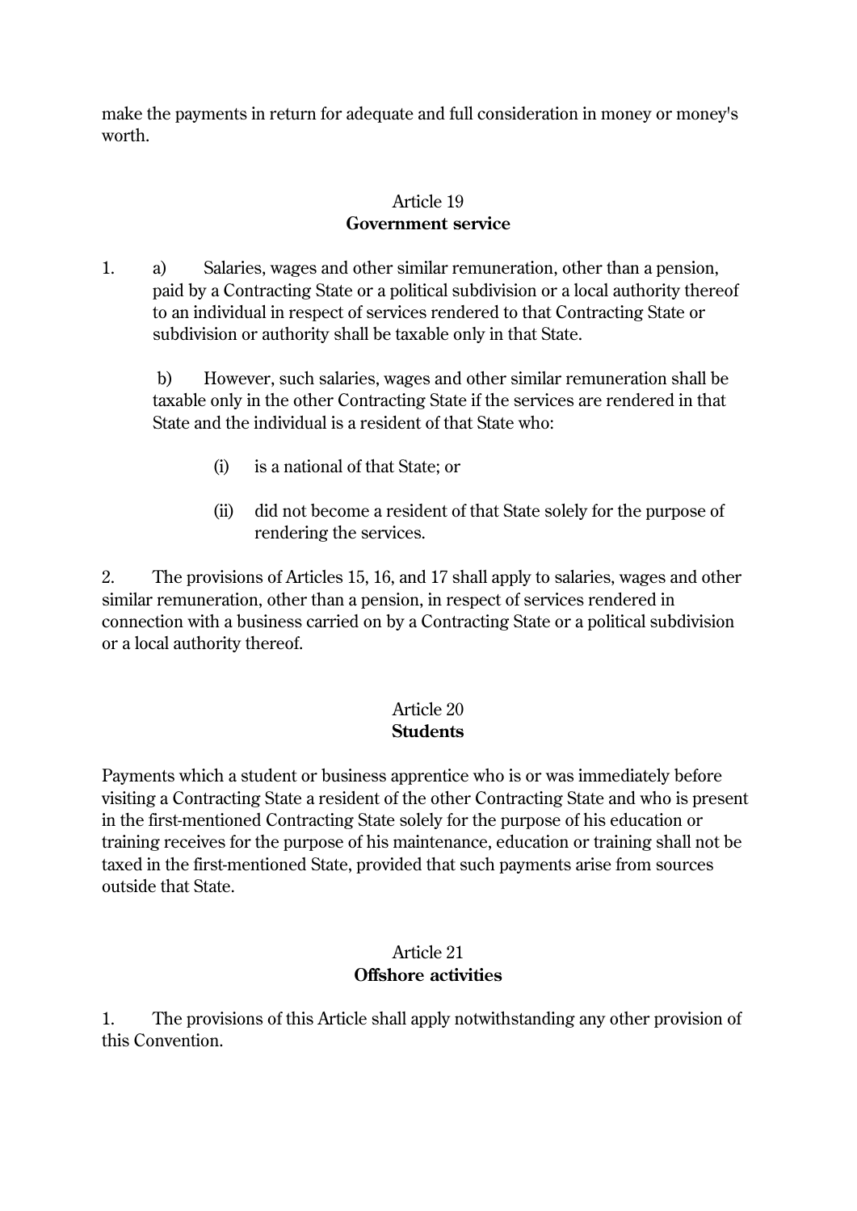make the payments in return for adequate and full consideration in money or money's worth.

## Article 19
**Government service**

1. a) Salaries, wages and other similar remuneration, other than a pension, paid by a Contracting State or a political subdivision or a local authority thereof to an individual in respect of services rendered to that Contracting State or subdivision or authority shall be taxable only in that State.

   b) However, such salaries, wages and other similar remuneration shall be taxable only in the other Contracting State if the services are rendered in that State and the individual is a resident of that State who:

      (i) is a national of that State; or

      (ii) did not become a resident of that State solely for the purpose of rendering the services.

2. The provisions of Articles 15, 16, and 17 shall apply to salaries, wages and other similar remuneration, other than a pension, in respect of services rendered in connection with a business carried on by a Contracting State or a political subdivision or a local authority thereof.

## Article 20
**Students**

Payments which a student or business apprentice who is or was immediately before visiting a Contracting State a resident of the other Contracting State and who is present in the first-mentioned Contracting State solely for the purpose of his education or training receives for the purpose of his maintenance, education or training shall not be taxed in the first-mentioned State, provided that such payments arise from sources outside that State.

## Article 21
**Offshore activities**

1. The provisions of this Article shall apply notwithstanding any other provision of this Convention.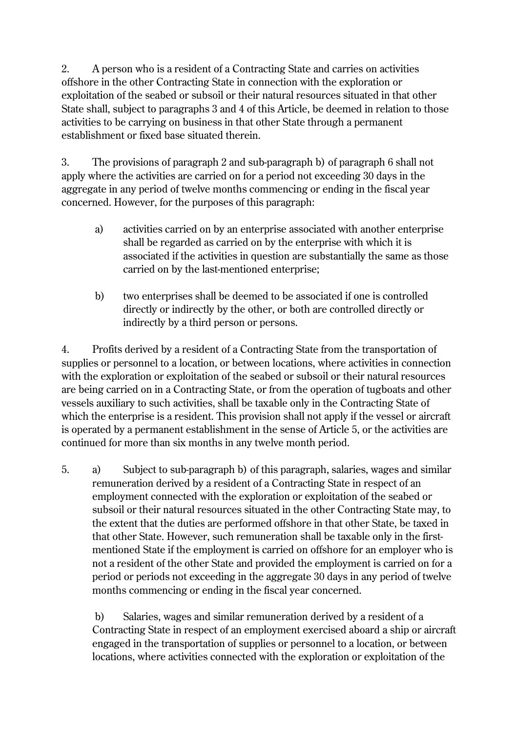2. A person who is a resident of a Contracting State and carries on activities offshore in the other Contracting State in connection with the exploration or exploitation of the seabed or subsoil or their natural resources situated in that other State shall, subject to paragraphs 3 and 4 of this Article, be deemed in relation to those activities to be carrying on business in that other State through a permanent establishment or fixed base situated therein.

3. The provisions of paragraph 2 and sub-paragraph b) of paragraph 6 shall not apply where the activities are carried on for a period not exceeding 30 days in the aggregate in any period of twelve months commencing or ending in the fiscal year concerned. However, for the purposes of this paragraph:

a) activities carried on by an enterprise associated with another enterprise shall be regarded as carried on by the enterprise with which it is associated if the activities in question are substantially the same as those carried on by the last-mentioned enterprise;

b) two enterprises shall be deemed to be associated if one is controlled directly or indirectly by the other, or both are controlled directly or indirectly by a third person or persons.

4. Profits derived by a resident of a Contracting State from the transportation of supplies or personnel to a location, or between locations, where activities in connection with the exploration or exploitation of the seabed or subsoil or their natural resources are being carried on in a Contracting State, or from the operation of tugboats and other vessels auxiliary to such activities, shall be taxable only in the Contracting State of which the enterprise is a resident. This provision shall not apply if the vessel or aircraft is operated by a permanent establishment in the sense of Article 5, or the activities are continued for more than six months in any twelve month period.

5. a) Subject to sub-paragraph b) of this paragraph, salaries, wages and similar remuneration derived by a resident of a Contracting State in respect of an employment connected with the exploration or exploitation of the seabed or subsoil or their natural resources situated in the other Contracting State may, to the extent that the duties are performed offshore in that other State, be taxed in that other State. However, such remuneration shall be taxable only in the first-mentioned State if the employment is carried on offshore for an employer who is not a resident of the other State and provided the employment is carried on for a period or periods not exceeding in the aggregate 30 days in any period of twelve months commencing or ending in the fiscal year concerned.

b) Salaries, wages and similar remuneration derived by a resident of a Contracting State in respect of an employment exercised aboard a ship or aircraft engaged in the transportation of supplies or personnel to a location, or between locations, where activities connected with the exploration or exploitation of the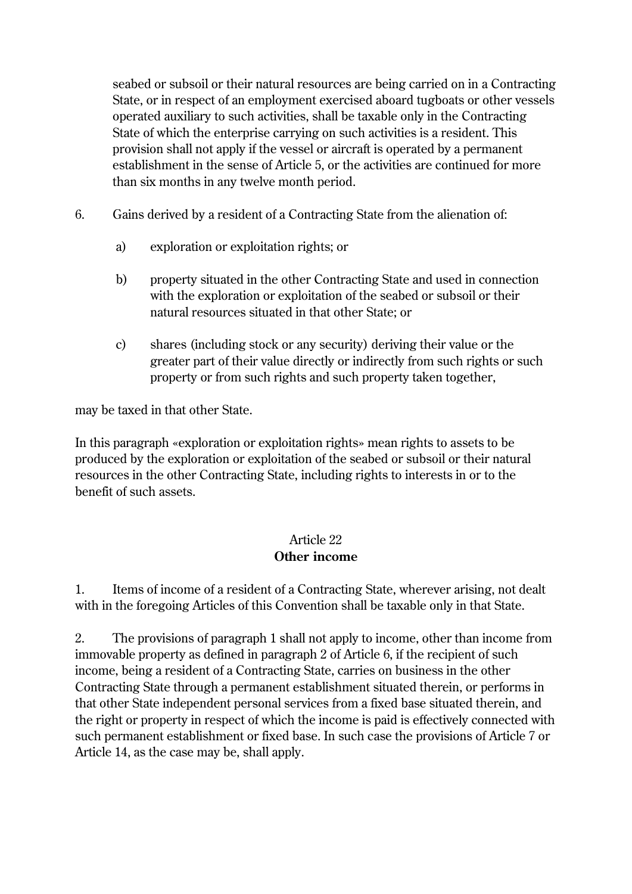seabed or subsoil or their natural resources are being carried on in a Contracting State, or in respect of an employment exercised aboard tugboats or other vessels operated auxiliary to such activities, shall be taxable only in the Contracting State of which the enterprise carrying on such activities is a resident. This provision shall not apply if the vessel or aircraft is operated by a permanent establishment in the sense of Article 5, or the activities are continued for more than six months in any twelve month period.

6. Gains derived by a resident of a Contracting State from the alienation of:

   a) exploration or exploitation rights; or

   b) property situated in the other Contracting State and used in connection with the exploration or exploitation of the seabed or subsoil or their natural resources situated in that other State; or

   c) shares (including stock or any security) deriving their value or the greater part of their value directly or indirectly from such rights or such property or from such rights and such property taken together,

may be taxed in that other State.

In this paragraph «exploration or exploitation rights» mean rights to assets to be produced by the exploration or exploitation of the seabed or subsoil or their natural resources in the other Contracting State, including rights to interests in or to the benefit of such assets.

## Article 22
## **Other income**

1. Items of income of a resident of a Contracting State, wherever arising, not dealt with in the foregoing Articles of this Convention shall be taxable only in that State.

2. The provisions of paragraph 1 shall not apply to income, other than income from immovable property as defined in paragraph 2 of Article 6, if the recipient of such income, being a resident of a Contracting State, carries on business in the other Contracting State through a permanent establishment situated therein, or performs in that other State independent personal services from a fixed base situated therein, and the right or property in respect of which the income is paid is effectively connected with such permanent establishment or fixed base. In such case the provisions of Article 7 or Article 14, as the case may be, shall apply.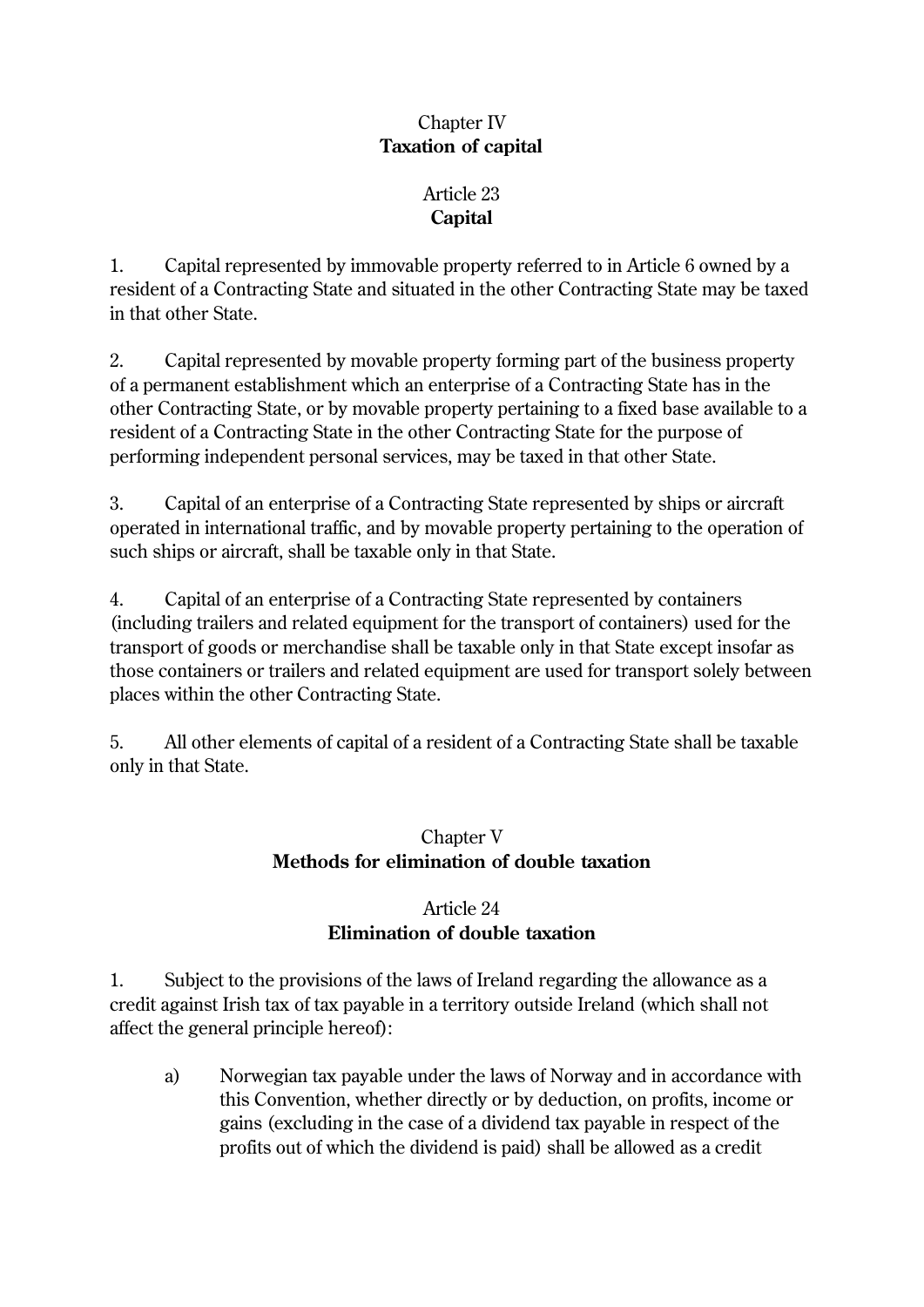## Chapter IV
## Taxation of capital

### Article 23
### Capital

1. Capital represented by immovable property referred to in Article 6 owned by a resident of a Contracting State and situated in the other Contracting State may be taxed in that other State.

2. Capital represented by movable property forming part of the business property of a permanent establishment which an enterprise of a Contracting State has in the other Contracting State, or by movable property pertaining to a fixed base available to a resident of a Contracting State in the other Contracting State for the purpose of performing independent personal services, may be taxed in that other State.

3. Capital of an enterprise of a Contracting State represented by ships or aircraft operated in international traffic, and by movable property pertaining to the operation of such ships or aircraft, shall be taxable only in that State.

4. Capital of an enterprise of a Contracting State represented by containers (including trailers and related equipment for the transport of containers) used for the transport of goods or merchandise shall be taxable only in that State except insofar as those containers or trailers and related equipment are used for transport solely between places within the other Contracting State.

5. All other elements of capital of a resident of a Contracting State shall be taxable only in that State.

## Chapter V
## Methods for elimination of double taxation

### Article 24
### Elimination of double taxation

1. Subject to the provisions of the laws of Ireland regarding the allowance as a credit against Irish tax of tax payable in a territory outside Ireland (which shall not affect the general principle hereof):

   a) Norwegian tax payable under the laws of Norway and in accordance with this Convention, whether directly or by deduction, on profits, income or gains (excluding in the case of a dividend tax payable in respect of the profits out of which the dividend is paid) shall be allowed as a credit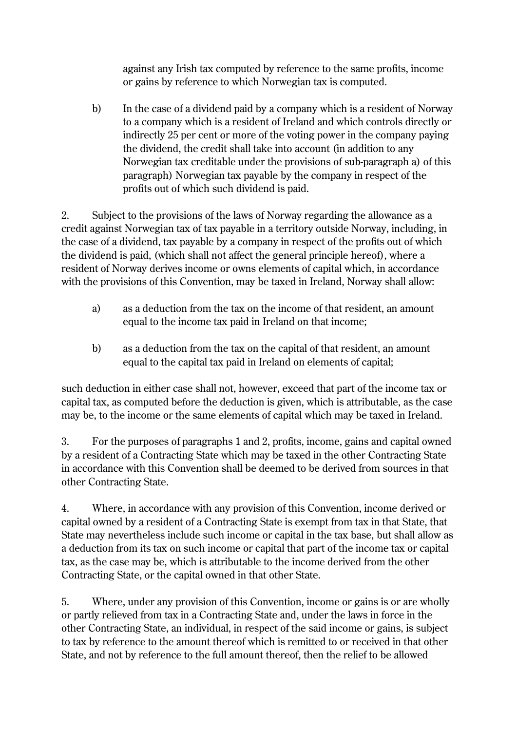against any Irish tax computed by reference to the same profits, income or gains by reference to which Norwegian tax is computed.

b) In the case of a dividend paid by a company which is a resident of Norway to a company which is a resident of Ireland and which controls directly or indirectly 25 per cent or more of the voting power in the company paying the dividend, the credit shall take into account (in addition to any Norwegian tax creditable under the provisions of sub-paragraph a) of this paragraph) Norwegian tax payable by the company in respect of the profits out of which such dividend is paid.

2. Subject to the provisions of the laws of Norway regarding the allowance as a credit against Norwegian tax of tax payable in a territory outside Norway, including, in the case of a dividend, tax payable by a company in respect of the profits out of which the dividend is paid, (which shall not affect the general principle hereof), where a resident of Norway derives income or owns elements of capital which, in accordance with the provisions of this Convention, may be taxed in Ireland, Norway shall allow:

a) as a deduction from the tax on the income of that resident, an amount equal to the income tax paid in Ireland on that income;

b) as a deduction from the tax on the capital of that resident, an amount equal to the capital tax paid in Ireland on elements of capital;

such deduction in either case shall not, however, exceed that part of the income tax or capital tax, as computed before the deduction is given, which is attributable, as the case may be, to the income or the same elements of capital which may be taxed in Ireland.

3. For the purposes of paragraphs 1 and 2, profits, income, gains and capital owned by a resident of a Contracting State which may be taxed in the other Contracting State in accordance with this Convention shall be deemed to be derived from sources in that other Contracting State.

4. Where, in accordance with any provision of this Convention, income derived or capital owned by a resident of a Contracting State is exempt from tax in that State, that State may nevertheless include such income or capital in the tax base, but shall allow as a deduction from its tax on such income or capital that part of the income tax or capital tax, as the case may be, which is attributable to the income derived from the other Contracting State, or the capital owned in that other State.

5. Where, under any provision of this Convention, income or gains is or are wholly or partly relieved from tax in a Contracting State and, under the laws in force in the other Contracting State, an individual, in respect of the said income or gains, is subject to tax by reference to the amount thereof which is remitted to or received in that other State, and not by reference to the full amount thereof, then the relief to be allowed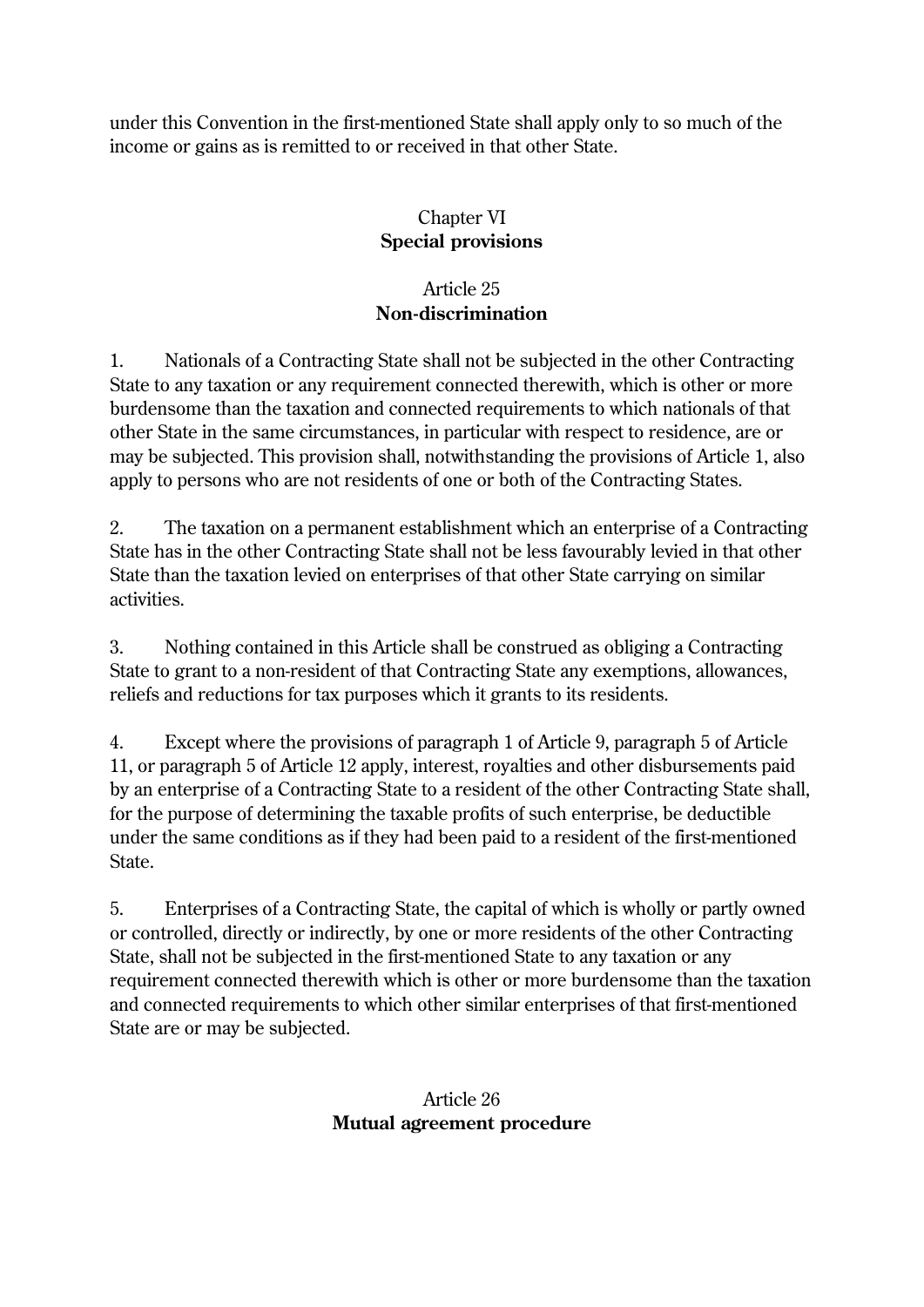under this Convention in the first-mentioned State shall apply only to so much of the income or gains as is remitted to or received in that other State.

## Chapter VI
## **Special provisions**

### Article 25
### **Non-discrimination**

1. Nationals of a Contracting State shall not be subjected in the other Contracting State to any taxation or any requirement connected therewith, which is other or more burdensome than the taxation and connected requirements to which nationals of that other State in the same circumstances, in particular with respect to residence, are or may be subjected. This provision shall, notwithstanding the provisions of Article 1, also apply to persons who are not residents of one or both of the Contracting States.

2. The taxation on a permanent establishment which an enterprise of a Contracting State has in the other Contracting State shall not be less favourably levied in that other State than the taxation levied on enterprises of that other State carrying on similar activities.

3. Nothing contained in this Article shall be construed as obliging a Contracting State to grant to a non-resident of that Contracting State any exemptions, allowances, reliefs and reductions for tax purposes which it grants to its residents.

4. Except where the provisions of paragraph 1 of Article 9, paragraph 5 of Article 11, or paragraph 5 of Article 12 apply, interest, royalties and other disbursements paid by an enterprise of a Contracting State to a resident of the other Contracting State shall, for the purpose of determining the taxable profits of such enterprise, be deductible under the same conditions as if they had been paid to a resident of the first-mentioned State.

5. Enterprises of a Contracting State, the capital of which is wholly or partly owned or controlled, directly or indirectly, by one or more residents of the other Contracting State, shall not be subjected in the first-mentioned State to any taxation or any requirement connected therewith which is other or more burdensome than the taxation and connected requirements to which other similar enterprises of that first-mentioned State are or may be subjected.

### Article 26
### **Mutual agreement procedure**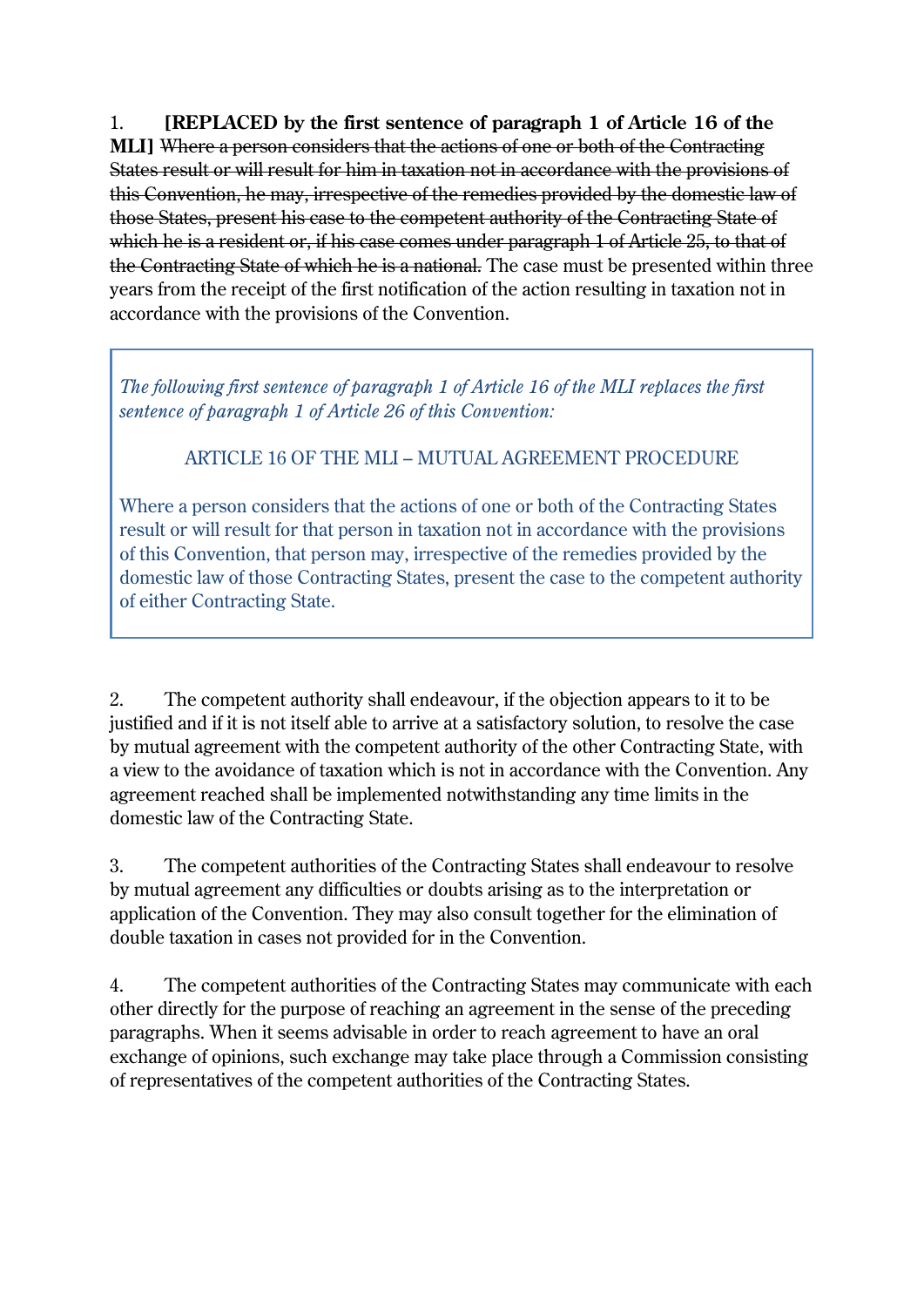1. **[REPLACED by the first sentence of paragraph 1 of Article 16 of the MLI]** ~~Where a person considers that the actions of one or both of the Contracting States result or will result for him in taxation not in accordance with the provisions of this Convention, he may, irrespective of the remedies provided by the domestic law of those States, present his case to the competent authority of the Contracting State of which he is a resident or, if his case comes under paragraph 1 of Article 25, to that of the Contracting State of which he is a national.~~ The case must be presented within three years from the receipt of the first notification of the action resulting in taxation not in accordance with the provisions of the Convention.

> *The following first sentence of paragraph 1 of Article 16 of the MLI replaces the first sentence of paragraph 1 of Article 26 of this Convention:*
>
> ARTICLE 16 OF THE MLI – MUTUAL AGREEMENT PROCEDURE
>
> Where a person considers that the actions of one or both of the Contracting States result or will result for that person in taxation not in accordance with the provisions of this Convention, that person may, irrespective of the remedies provided by the domestic law of those Contracting States, present the case to the competent authority of either Contracting State.

2. The competent authority shall endeavour, if the objection appears to it to be justified and if it is not itself able to arrive at a satisfactory solution, to resolve the case by mutual agreement with the competent authority of the other Contracting State, with a view to the avoidance of taxation which is not in accordance with the Convention. Any agreement reached shall be implemented notwithstanding any time limits in the domestic law of the Contracting State.

3. The competent authorities of the Contracting States shall endeavour to resolve by mutual agreement any difficulties or doubts arising as to the interpretation or application of the Convention. They may also consult together for the elimination of double taxation in cases not provided for in the Convention.

4. The competent authorities of the Contracting States may communicate with each other directly for the purpose of reaching an agreement in the sense of the preceding paragraphs. When it seems advisable in order to reach agreement to have an oral exchange of opinions, such exchange may take place through a Commission consisting of representatives of the competent authorities of the Contracting States.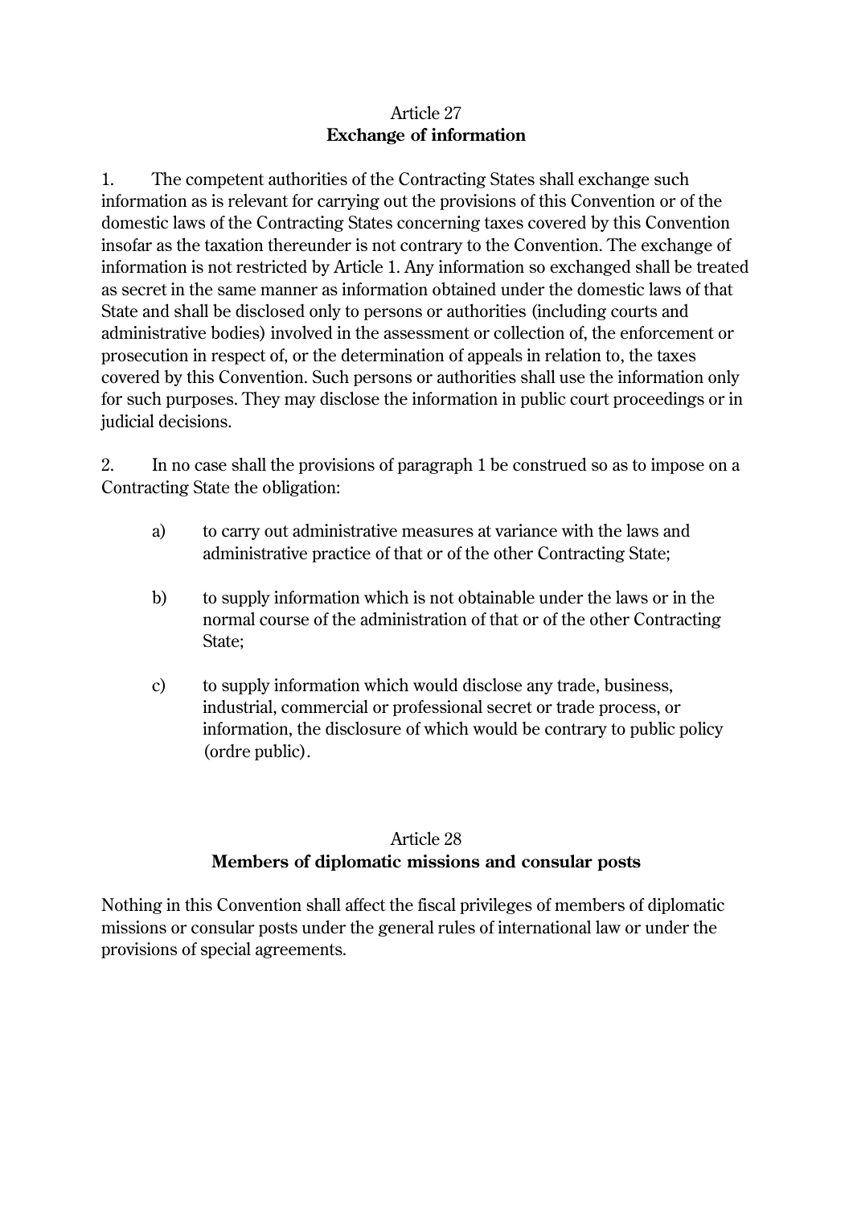## Article 27
**Exchange of information**

1. The competent authorities of the Contracting States shall exchange such information as is relevant for carrying out the provisions of this Convention or of the domestic laws of the Contracting States concerning taxes covered by this Convention insofar as the taxation thereunder is not contrary to the Convention. The exchange of information is not restricted by Article 1. Any information so exchanged shall be treated as secret in the same manner as information obtained under the domestic laws of that State and shall be disclosed only to persons or authorities (including courts and administrative bodies) involved in the assessment or collection of, the enforcement or prosecution in respect of, or the determination of appeals in relation to, the taxes covered by this Convention. Such persons or authorities shall use the information only for such purposes. They may disclose the information in public court proceedings or in judicial decisions.

2. In no case shall the provisions of paragraph 1 be construed so as to impose on a Contracting State the obligation:

a) to carry out administrative measures at variance with the laws and administrative practice of that or of the other Contracting State;

b) to supply information which is not obtainable under the laws or in the normal course of the administration of that or of the other Contracting State;

c) to supply information which would disclose any trade, business, industrial, commercial or professional secret or trade process, or information, the disclosure of which would be contrary to public policy (ordre public).

## Article 28
**Members of diplomatic missions and consular posts**

Nothing in this Convention shall affect the fiscal privileges of members of diplomatic missions or consular posts under the general rules of international law or under the provisions of special agreements.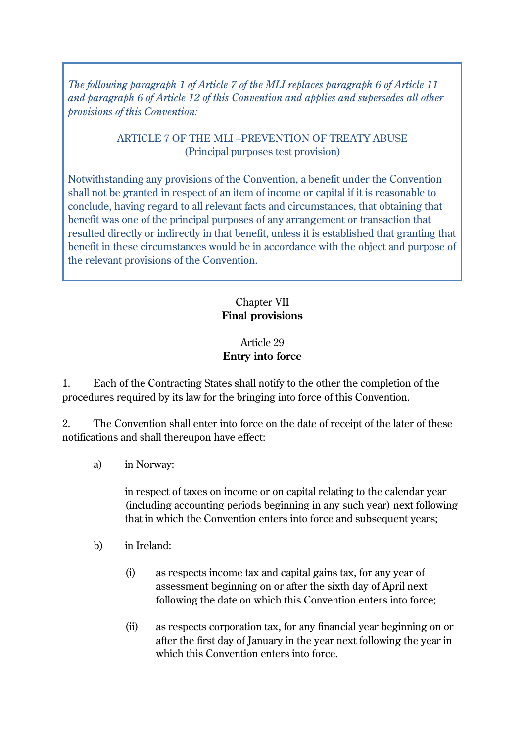*The following paragraph 1 of Article 7 of the MLI replaces paragraph 6 of Article 11 and paragraph 6 of Article 12 of this Convention and applies and supersedes all other provisions of this Convention:*

ARTICLE 7 OF THE MLI –PREVENTION OF TREATY ABUSE
(Principal purposes test provision)

Notwithstanding any provisions of the Convention, a benefit under the Convention shall not be granted in respect of an item of income or capital if it is reasonable to conclude, having regard to all relevant facts and circumstances, that obtaining that benefit was one of the principal purposes of any arrangement or transaction that resulted directly or indirectly in that benefit, unless it is established that granting that benefit in these circumstances would be in accordance with the object and purpose of the relevant provisions of the Convention.

## Chapter VII
## **Final provisions**

### Article 29
### **Entry into force**

1. Each of the Contracting States shall notify to the other the completion of the procedures required by its law for the bringing into force of this Convention.

2. The Convention shall enter into force on the date of receipt of the later of these notifications and shall thereupon have effect:

a) in Norway:

in respect of taxes on income or on capital relating to the calendar year (including accounting periods beginning in any such year) next following that in which the Convention enters into force and subsequent years;

b) in Ireland:

(i) as respects income tax and capital gains tax, for any year of assessment beginning on or after the sixth day of April next following the date on which this Convention enters into force;

(ii) as respects corporation tax, for any financial year beginning on or after the first day of January in the year next following the year in which this Convention enters into force.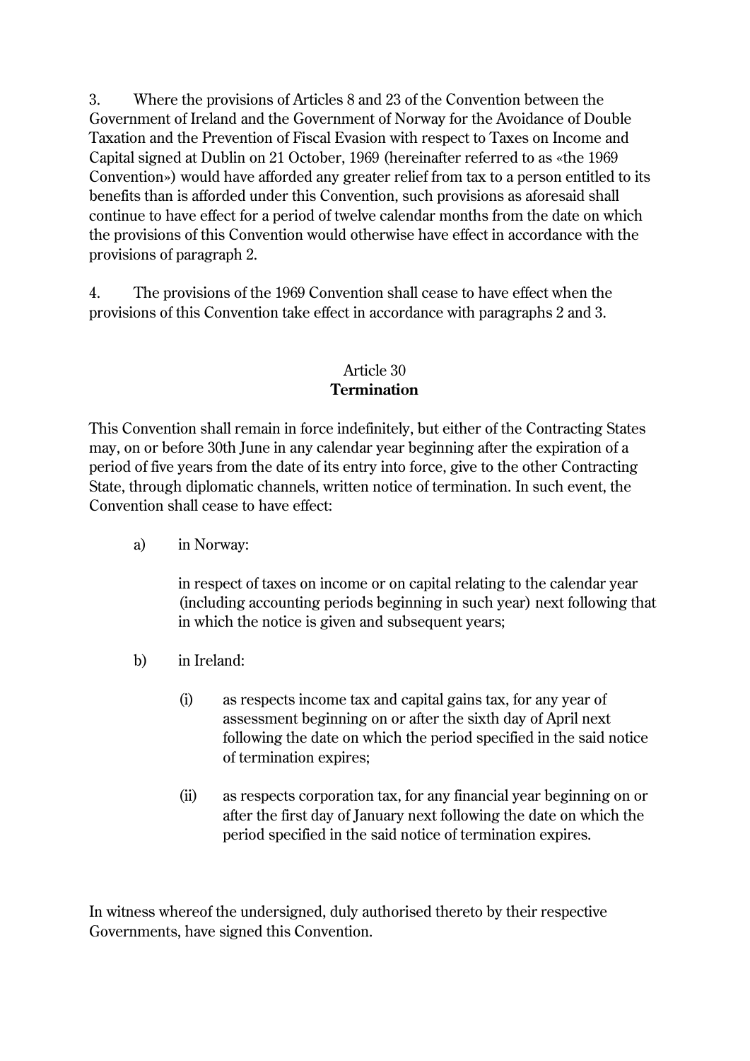3. Where the provisions of Articles 8 and 23 of the Convention between the Government of Ireland and the Government of Norway for the Avoidance of Double Taxation and the Prevention of Fiscal Evasion with respect to Taxes on Income and Capital signed at Dublin on 21 October, 1969 (hereinafter referred to as «the 1969 Convention») would have afforded any greater relief from tax to a person entitled to its benefits than is afforded under this Convention, such provisions as aforesaid shall continue to have effect for a period of twelve calendar months from the date on which the provisions of this Convention would otherwise have effect in accordance with the provisions of paragraph 2.

4. The provisions of the 1969 Convention shall cease to have effect when the provisions of this Convention take effect in accordance with paragraphs 2 and 3.

## Article 30
## **Termination**

This Convention shall remain in force indefinitely, but either of the Contracting States may, on or before 30th June in any calendar year beginning after the expiration of a period of five years from the date of its entry into force, give to the other Contracting State, through diplomatic channels, written notice of termination. In such event, the Convention shall cease to have effect:

a) in Norway:

   in respect of taxes on income or on capital relating to the calendar year (including accounting periods beginning in such year) next following that in which the notice is given and subsequent years;

b) in Ireland:

   (i) as respects income tax and capital gains tax, for any year of assessment beginning on or after the sixth day of April next following the date on which the period specified in the said notice of termination expires;

   (ii) as respects corporation tax, for any financial year beginning on or after the first day of January next following the date on which the period specified in the said notice of termination expires.

In witness whereof the undersigned, duly authorised thereto by their respective Governments, have signed this Convention.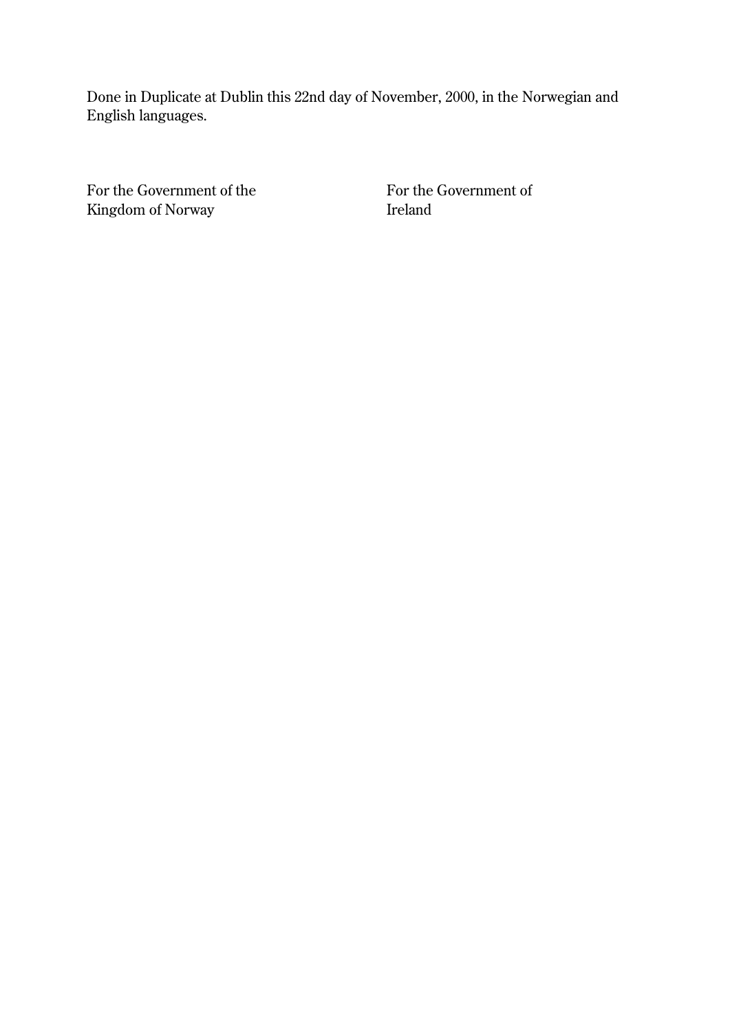Done in Duplicate at Dublin this 22nd day of November, 2000, in the Norwegian and English languages.

| | |
|---|---|
| For the Government of the Kingdom of Norway | For the Government of Ireland |